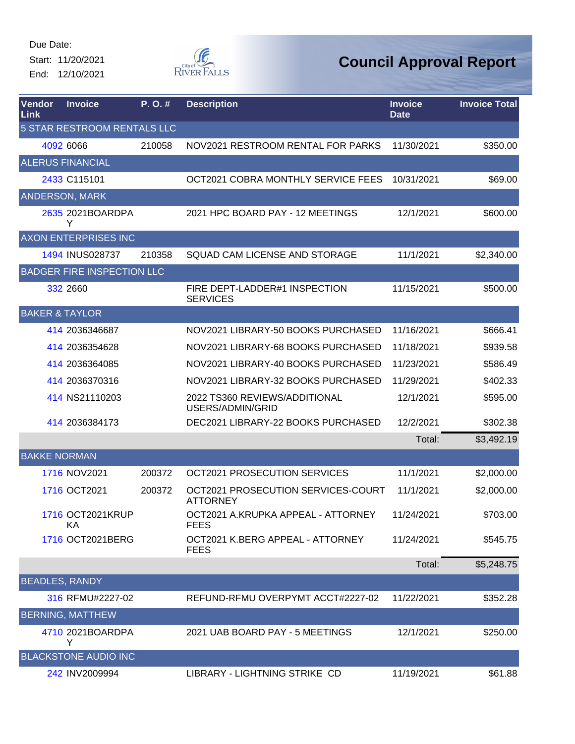Due Date:

Start: 11/20/2021

End: 12/10/2021

# Council Approval Report

| Vendor Link | Invoice | P. O. # | Description | Invoice Date | Invoice Total |
|---|---|---|---|---|---|
| 5 STAR RESTROOM RENTALS LLC | | | | | |
| 4092 | 6066 | 210058 | NOV2021 RESTROOM RENTAL FOR PARKS | 11/30/2021 | $350.00 |
| ALERUS FINANCIAL | | | | | |
| 2433 | C115101 | | OCT2021 COBRA MONTHLY SERVICE FEES | 10/31/2021 | $69.00 |
| ANDERSON, MARK | | | | | |
| 2635 | 2021BOARDPAY | | 2021 HPC BOARD PAY - 12 MEETINGS | 12/1/2021 | $600.00 |
| AXON ENTERPRISES INC | | | | | |
| 1494 | INUS028737 | 210358 | SQUAD CAM LICENSE AND STORAGE | 11/1/2021 | $2,340.00 |
| BADGER FIRE INSPECTION LLC | | | | | |
| 332 | 2660 | | FIRE DEPT-LADDER#1 INSPECTION SERVICES | 11/15/2021 | $500.00 |
| BAKER & TAYLOR | | | | | |
| 414 | 2036346687 | | NOV2021 LIBRARY-50 BOOKS PURCHASED | 11/16/2021 | $666.41 |
| 414 | 2036354628 | | NOV2021 LIBRARY-68 BOOKS PURCHASED | 11/18/2021 | $939.58 |
| 414 | 2036364085 | | NOV2021 LIBRARY-40 BOOKS PURCHASED | 11/23/2021 | $586.49 |
| 414 | 2036370316 | | NOV2021 LIBRARY-32 BOOKS PURCHASED | 11/29/2021 | $402.33 |
| 414 | NS21110203 | | 2022 TS360 REVIEWS/ADDITIONAL USERS/ADMIN/GRID | 12/1/2021 | $595.00 |
| 414 | 2036384173 | | DEC2021 LIBRARY-22 BOOKS PURCHASED | 12/2/2021 | $302.38 |
| | | | | Total: | $3,492.19 |
| BAKKE NORMAN | | | | | |
| 1716 | NOV2021 | 200372 | OCT2021 PROSECUTION SERVICES | 11/1/2021 | $2,000.00 |
| 1716 | OCT2021 | 200372 | OCT2021 PROSECUTION SERVICES-COURT ATTORNEY | 11/1/2021 | $2,000.00 |
| 1716 | OCT2021KRUPKA | | OCT2021 A.KRUPKA APPEAL - ATTORNEY FEES | 11/24/2021 | $703.00 |
| 1716 | OCT2021BERG | | OCT2021 K.BERG APPEAL - ATTORNEY FEES | 11/24/2021 | $545.75 |
| | | | | Total: | $5,248.75 |
| BEADLES, RANDY | | | | | |
| 316 | RFMU#2227-02 | | REFUND-RFMU OVERPYMT ACCT#2227-02 | 11/22/2021 | $352.28 |
| BERNING, MATTHEW | | | | | |
| 4710 | 2021BOARDPAY | | 2021 UAB BOARD PAY - 5 MEETINGS | 12/1/2021 | $250.00 |
| BLACKSTONE AUDIO INC | | | | | |
| 242 | INV2009994 | | LIBRARY - LIGHTNING STRIKE CD | 11/19/2021 | $61.88 |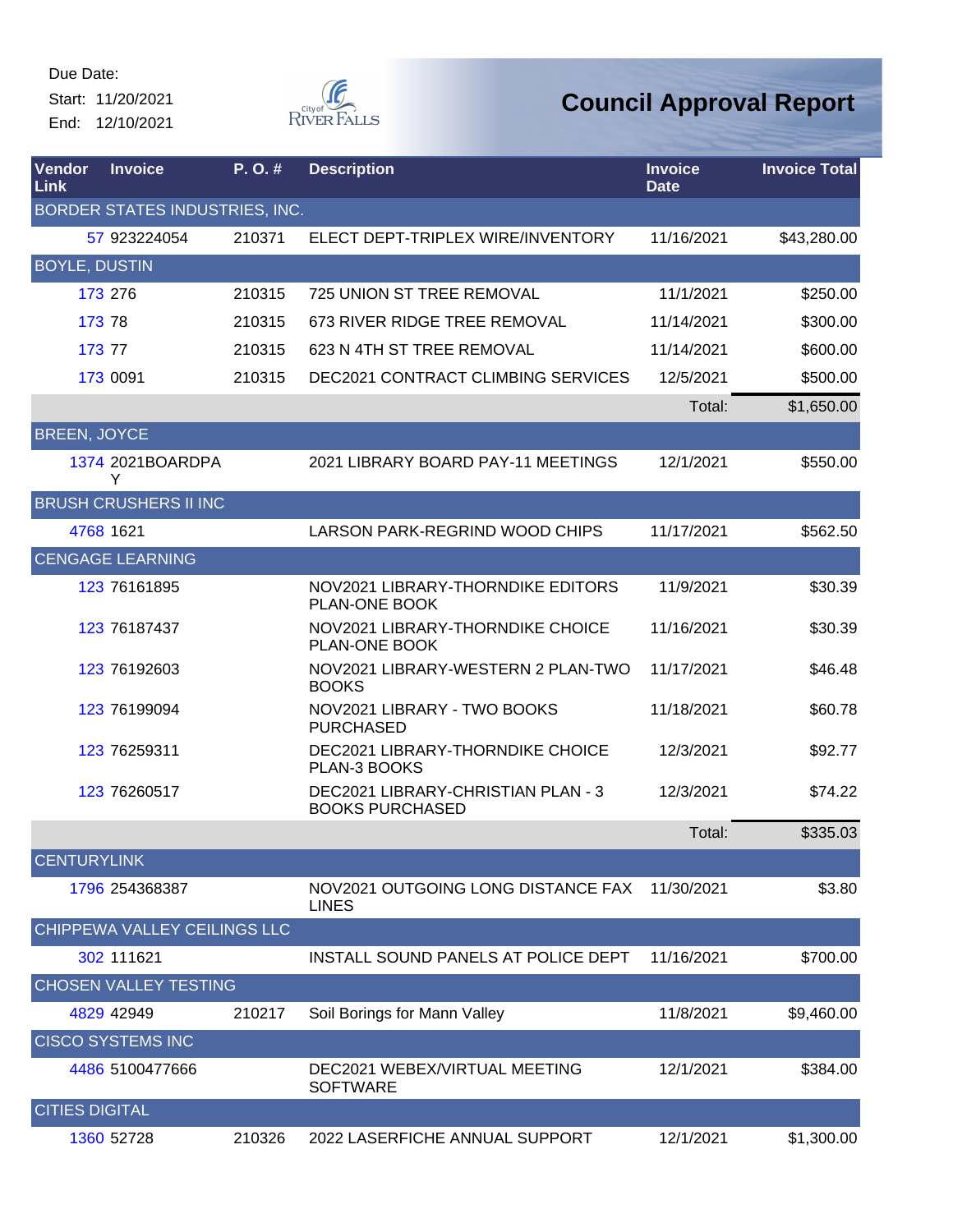Due Date:
Start: 11/20/2021
End: 12/10/2021

City of River Falls

# Council Approval Report

| Vendor Link | Invoice | P. O. # | Description | Invoice Date | Invoice Total |
|---|---|---|---|---|---|
| BORDER STATES INDUSTRIES, INC. | | | | | |
| 57 | 923224054 | 210371 | ELECT DEPT-TRIPLEX WIRE/INVENTORY | 11/16/2021 | $43,280.00 |
| BOYLE, DUSTIN | | | | | |
| 173 | 276 | 210315 | 725 UNION ST TREE REMOVAL | 11/1/2021 | $250.00 |
| 173 | 78 | 210315 | 673 RIVER RIDGE TREE REMOVAL | 11/14/2021 | $300.00 |
| 173 | 77 | 210315 | 623 N 4TH ST TREE REMOVAL | 11/14/2021 | $600.00 |
| 173 | 0091 | 210315 | DEC2021 CONTRACT CLIMBING SERVICES | 12/5/2021 | $500.00 |
| | | | | Total: | $1,650.00 |
| BREEN, JOYCE | | | | | |
| 1374 | 2021BOARDPAY | | 2021 LIBRARY BOARD PAY-11 MEETINGS | 12/1/2021 | $550.00 |
| BRUSH CRUSHERS II INC | | | | | |
| 4768 | 1621 | | LARSON PARK-REGRIND WOOD CHIPS | 11/17/2021 | $562.50 |
| CENGAGE LEARNING | | | | | |
| 123 | 76161895 | | NOV2021 LIBRARY-THORNDIKE EDITORS PLAN-ONE BOOK | 11/9/2021 | $30.39 |
| 123 | 76187437 | | NOV2021 LIBRARY-THORNDIKE CHOICE PLAN-ONE BOOK | 11/16/2021 | $30.39 |
| 123 | 76192603 | | NOV2021 LIBRARY-WESTERN 2 PLAN-TWO BOOKS | 11/17/2021 | $46.48 |
| 123 | 76199094 | | NOV2021 LIBRARY - TWO BOOKS PURCHASED | 11/18/2021 | $60.78 |
| 123 | 76259311 | | DEC2021 LIBRARY-THORNDIKE CHOICE PLAN-3 BOOKS | 12/3/2021 | $92.77 |
| 123 | 76260517 | | DEC2021 LIBRARY-CHRISTIAN PLAN - 3 BOOKS PURCHASED | 12/3/2021 | $74.22 |
| | | | | Total: | $335.03 |
| CENTURYLINK | | | | | |
| 1796 | 254368387 | | NOV2021 OUTGOING LONG DISTANCE FAX LINES | 11/30/2021 | $3.80 |
| CHIPPEWA VALLEY CEILINGS LLC | | | | | |
| 302 | 111621 | | INSTALL SOUND PANELS AT POLICE DEPT | 11/16/2021 | $700.00 |
| CHOSEN VALLEY TESTING | | | | | |
| 4829 | 42949 | 210217 | Soil Borings for Mann Valley | 11/8/2021 | $9,460.00 |
| CISCO SYSTEMS INC | | | | | |
| 4486 | 5100477666 | | DEC2021 WEBEX/VIRTUAL MEETING SOFTWARE | 12/1/2021 | $384.00 |
| CITIES DIGITAL | | | | | |
| 1360 | 52728 | 210326 | 2022 LASERFICHE ANNUAL SUPPORT | 12/1/2021 | $1,300.00 |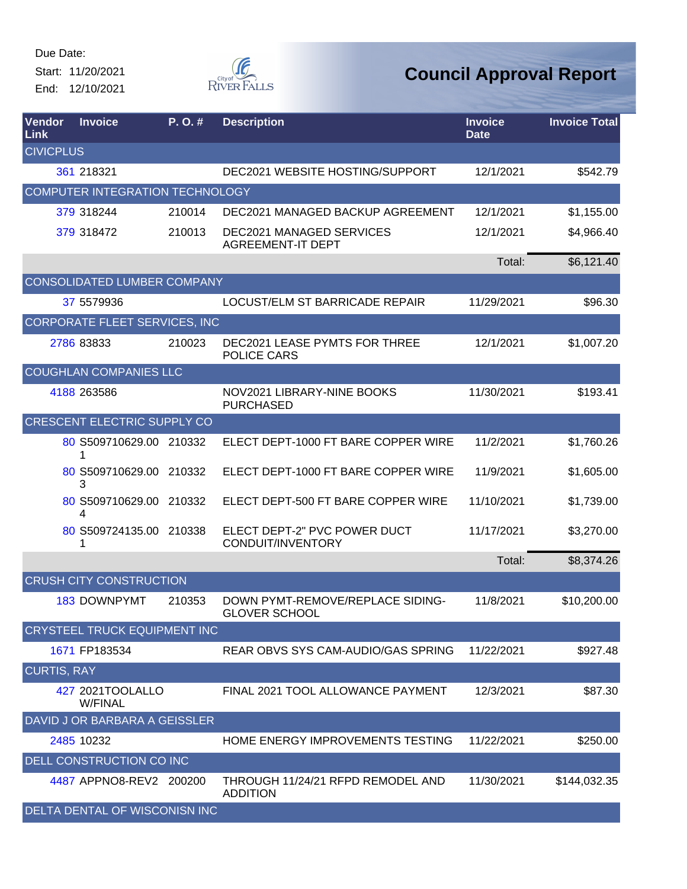Due Date:
Start: 11/20/2021
End: 12/10/2021

# Council Approval Report

| Vendor Link | Invoice | P. O. # | Description | Invoice Date | Invoice Total |
|---|---|---|---|---|---|
| CIVICPLUS | | | | | |
| 361 | 218321 | | DEC2021 WEBSITE HOSTING/SUPPORT | 12/1/2021 | $542.79 |
| COMPUTER INTEGRATION TECHNOLOGY | | | | | |
| 379 | 318244 | 210014 | DEC2021 MANAGED BACKUP AGREEMENT | 12/1/2021 | $1,155.00 |
| 379 | 318472 | 210013 | DEC2021 MANAGED SERVICES AGREEMENT-IT DEPT | 12/1/2021 | $4,966.40 |
| | | | | Total: | $6,121.40 |
| CONSOLIDATED LUMBER COMPANY | | | | | |
| 37 | 5579936 | | LOCUST/ELM ST BARRICADE REPAIR | 11/29/2021 | $96.30 |
| CORPORATE FLEET SERVICES, INC | | | | | |
| 2786 | 83833 | 210023 | DEC2021 LEASE PYMTS FOR THREE POLICE CARS | 12/1/2021 | $1,007.20 |
| COUGHLAN COMPANIES LLC | | | | | |
| 4188 | 263586 | | NOV2021 LIBRARY-NINE BOOKS PURCHASED | 11/30/2021 | $193.41 |
| CRESCENT ELECTRIC SUPPLY CO | | | | | |
| 80 | S509710629.001 | 210332 | ELECT DEPT-1000 FT BARE COPPER WIRE | 11/2/2021 | $1,760.26 |
| 80 | S509710629.003 | 210332 | ELECT DEPT-1000 FT BARE COPPER WIRE | 11/9/2021 | $1,605.00 |
| 80 | S509710629.004 | 210332 | ELECT DEPT-500 FT BARE COPPER WIRE | 11/10/2021 | $1,739.00 |
| 80 | S509724135.001 | 210338 | ELECT DEPT-2" PVC POWER DUCT CONDUIT/INVENTORY | 11/17/2021 | $3,270.00 |
| | | | | Total: | $8,374.26 |
| CRUSH CITY CONSTRUCTION | | | | | |
| 183 | DOWNPYMT | 210353 | DOWN PYMT-REMOVE/REPLACE SIDING-GLOVER SCHOOL | 11/8/2021 | $10,200.00 |
| CRYSTEEL TRUCK EQUIPMENT INC | | | | | |
| 1671 | FP183534 | | REAR OBVS SYS CAM-AUDIO/GAS SPRING | 11/22/2021 | $927.48 |
| CURTIS, RAY | | | | | |
| 427 | 2021TOOLALLOW/FINAL | | FINAL 2021 TOOL ALLOWANCE PAYMENT | 12/3/2021 | $87.30 |
| DAVID J OR BARBARA A GEISSLER | | | | | |
| 2485 | 10232 | | HOME ENERGY IMPROVEMENTS TESTING | 11/22/2021 | $250.00 |
| DELL CONSTRUCTION CO INC | | | | | |
| 4487 | APPNO8-REV2 | 200200 | THROUGH 11/24/21 RFPD REMODEL AND ADDITION | 11/30/2021 | $144,032.35 |
| DELTA DENTAL OF WISCONISN INC | | | | | |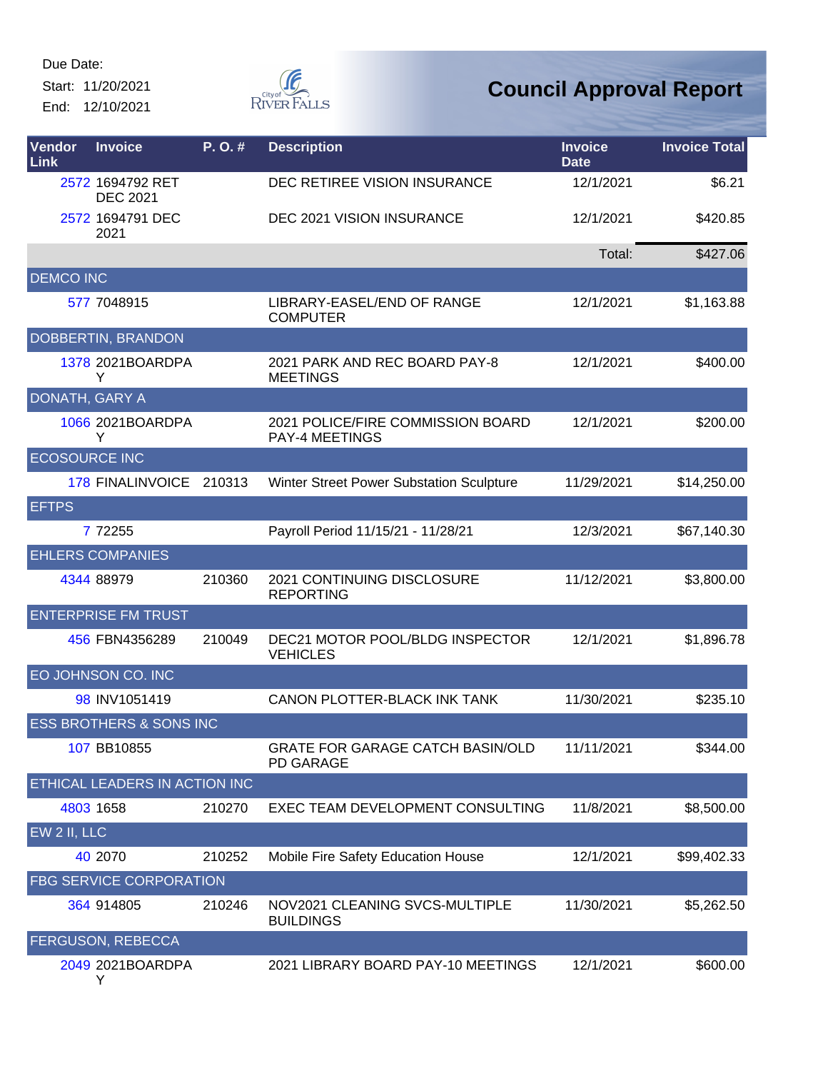Due Date:
Start: 11/20/2021
End: 12/10/2021

# Council Approval Report

| Vendor Link | Invoice | P. O. # | Description | Invoice Date | Invoice Total |
|---|---|---|---|---|---|
| 2572 | 1694792 RET DEC 2021 | | DEC RETIREE VISION INSURANCE | 12/1/2021 | $6.21 |
| 2572 | 1694791 DEC 2021 | | DEC 2021 VISION INSURANCE | 12/1/2021 | $420.85 |
| | | | | Total: | $427.06 |
| DEMCO INC | | | | | |
| 577 | 7048915 | | LIBRARY-EASEL/END OF RANGE COMPUTER | 12/1/2021 | $1,163.88 |
| DOBBERTIN, BRANDON | | | | | |
| 1378 | 2021BOARDPAY | | 2021 PARK AND REC BOARD PAY-8 MEETINGS | 12/1/2021 | $400.00 |
| DONATH, GARY A | | | | | |
| 1066 | 2021BOARDPAY | | 2021 POLICE/FIRE COMMISSION BOARD PAY-4 MEETINGS | 12/1/2021 | $200.00 |
| ECOSOURCE INC | | | | | |
| 178 | FINALINVOICE | 210313 | Winter Street Power Substation Sculpture | 11/29/2021 | $14,250.00 |
| EFTPS | | | | | |
| 7 | 72255 | | Payroll Period 11/15/21 - 11/28/21 | 12/3/2021 | $67,140.30 |
| EHLERS COMPANIES | | | | | |
| 4344 | 88979 | 210360 | 2021 CONTINUING DISCLOSURE REPORTING | 11/12/2021 | $3,800.00 |
| ENTERPRISE FM TRUST | | | | | |
| 456 | FBN4356289 | 210049 | DEC21 MOTOR POOL/BLDG INSPECTOR VEHICLES | 12/1/2021 | $1,896.78 |
| EO JOHNSON CO. INC | | | | | |
| 98 | INV1051419 | | CANON PLOTTER-BLACK INK TANK | 11/30/2021 | $235.10 |
| ESS BROTHERS & SONS INC | | | | | |
| 107 | BB10855 | | GRATE FOR GARAGE CATCH BASIN/OLD PD GARAGE | 11/11/2021 | $344.00 |
| ETHICAL LEADERS IN ACTION INC | | | | | |
| 4803 | 1658 | 210270 | EXEC TEAM DEVELOPMENT CONSULTING | 11/8/2021 | $8,500.00 |
| EW 2 II, LLC | | | | | |
| 40 | 2070 | 210252 | Mobile Fire Safety Education House | 12/1/2021 | $99,402.33 |
| FBG SERVICE CORPORATION | | | | | |
| 364 | 914805 | 210246 | NOV2021 CLEANING SVCS-MULTIPLE BUILDINGS | 11/30/2021 | $5,262.50 |
| FERGUSON, REBECCA | | | | | |
| 2049 | 2021BOARDPAY | | 2021 LIBRARY BOARD PAY-10 MEETINGS | 12/1/2021 | $600.00 |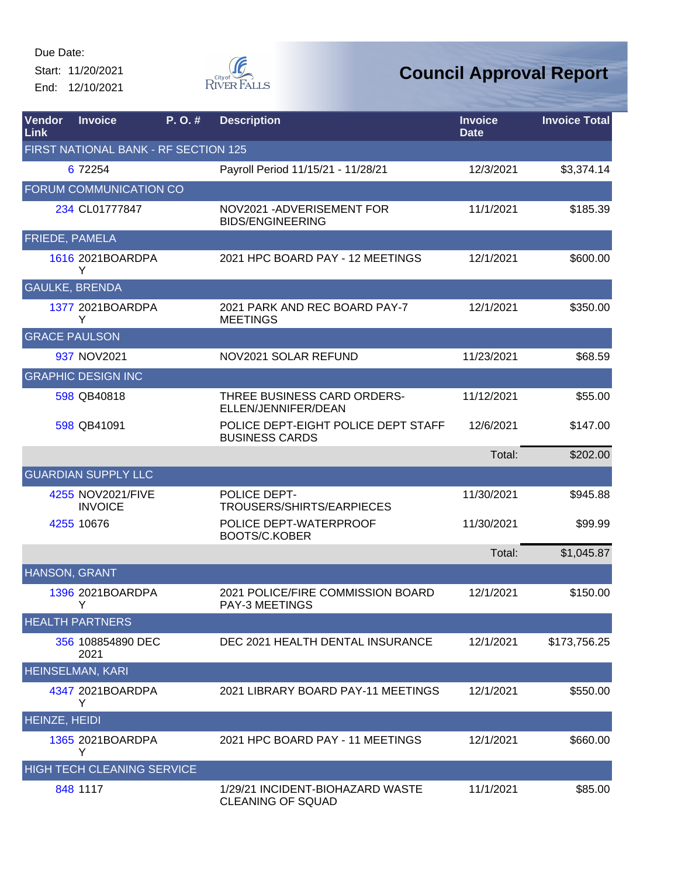Due Date:

Start: 11/20/2021

End: 12/10/2021

# Council Approval Report

| Vendor Link | Invoice | P. O. # | Description | Invoice Date | Invoice Total |
|---|---|---|---|---|---|
| FIRST NATIONAL BANK - RF SECTION 125 | | | | | |
| 6 | 72254 | | Payroll Period 11/15/21 - 11/28/21 | 12/3/2021 | $3,374.14 |
| FORUM COMMUNICATION CO | | | | | |
| 234 | CL01777847 | | NOV2021 -ADVERISEMENT FOR BIDS/ENGINEERING | 11/1/2021 | $185.39 |
| FRIEDE, PAMELA | | | | | |
| 1616 | 2021BOARDPAY | | 2021 HPC BOARD PAY - 12 MEETINGS | 12/1/2021 | $600.00 |
| GAULKE, BRENDA | | | | | |
| 1377 | 2021BOARDPAY | | 2021 PARK AND REC BOARD PAY-7 MEETINGS | 12/1/2021 | $350.00 |
| GRACE PAULSON | | | | | |
| 937 | NOV2021 | | NOV2021 SOLAR REFUND | 11/23/2021 | $68.59 |
| GRAPHIC DESIGN INC | | | | | |
| 598 | QB40818 | | THREE BUSINESS CARD ORDERS-ELLEN/JENNIFER/DEAN | 11/12/2021 | $55.00 |
| 598 | QB41091 | | POLICE DEPT-EIGHT POLICE DEPT STAFF BUSINESS CARDS | 12/6/2021 | $147.00 |
| | | | | Total: | $202.00 |
| GUARDIAN SUPPLY LLC | | | | | |
| 4255 | NOV2021/FIVE INVOICE | | POLICE DEPT-TROUSERS/SHIRTS/EARPIECES | 11/30/2021 | $945.88 |
| 4255 | 10676 | | POLICE DEPT-WATERPROOF BOOTS/C.KOBER | 11/30/2021 | $99.99 |
| | | | | Total: | $1,045.87 |
| HANSON, GRANT | | | | | |
| 1396 | 2021BOARDPAY | | 2021 POLICE/FIRE COMMISSION BOARD PAY-3 MEETINGS | 12/1/2021 | $150.00 |
| HEALTH PARTNERS | | | | | |
| 356 | 108854890 DEC 2021 | | DEC 2021 HEALTH DENTAL INSURANCE | 12/1/2021 | $173,756.25 |
| HEINSELMAN, KARI | | | | | |
| 4347 | 2021BOARDPAY | | 2021 LIBRARY BOARD PAY-11 MEETINGS | 12/1/2021 | $550.00 |
| HEINZE, HEIDI | | | | | |
| 1365 | 2021BOARDPAY | | 2021 HPC BOARD PAY - 11 MEETINGS | 12/1/2021 | $660.00 |
| HIGH TECH CLEANING SERVICE | | | | | |
| 848 | 1117 | | 1/29/21 INCIDENT-BIOHAZARD WASTE CLEANING OF SQUAD | 11/1/2021 | $85.00 |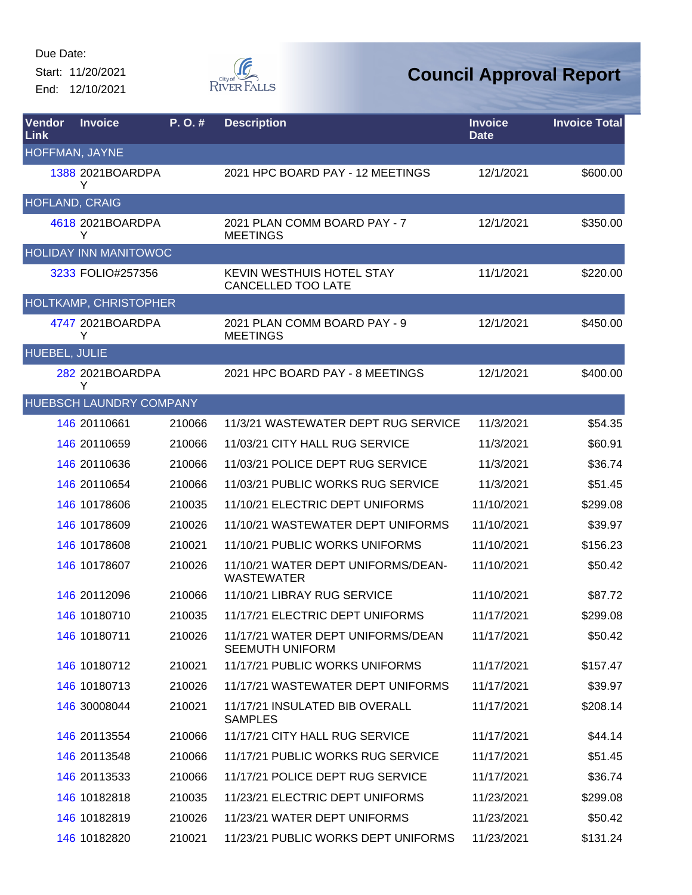Due Date:
Start: 11/20/2021
End: 12/10/2021

# Council Approval Report

| Vendor Link | Invoice | P. O. # | Description | Invoice Date | Invoice Total |
|---|---|---|---|---|---|
| **HOFFMAN, JAYNE** | | | | | |
| 1388 | 2021BOARDPAY | | 2021 HPC BOARD PAY - 12 MEETINGS | 12/1/2021 | $600.00 |
| **HOFLAND, CRAIG** | | | | | |
| 4618 | 2021BOARDPAY | | 2021 PLAN COMM BOARD PAY - 7 MEETINGS | 12/1/2021 | $350.00 |
| **HOLIDAY INN MANITOWOC** | | | | | |
| 3233 | FOLIO#257356 | | KEVIN WESTHUIS HOTEL STAY CANCELLED TOO LATE | 11/1/2021 | $220.00 |
| **HOLTKAMP, CHRISTOPHER** | | | | | |
| 4747 | 2021BOARDPAY | | 2021 PLAN COMM BOARD PAY - 9 MEETINGS | 12/1/2021 | $450.00 |
| **HUEBEL, JULIE** | | | | | |
| 282 | 2021BOARDPAY | | 2021 HPC BOARD PAY - 8 MEETINGS | 12/1/2021 | $400.00 |
| **HUEBSCH LAUNDRY COMPANY** | | | | | |
| 146 | 20110661 | 210066 | 11/3/21 WASTEWATER DEPT RUG SERVICE | 11/3/2021 | $54.35 |
| 146 | 20110659 | 210066 | 11/03/21 CITY HALL RUG SERVICE | 11/3/2021 | $60.91 |
| 146 | 20110636 | 210066 | 11/03/21 POLICE DEPT RUG SERVICE | 11/3/2021 | $36.74 |
| 146 | 20110654 | 210066 | 11/03/21 PUBLIC WORKS RUG SERVICE | 11/3/2021 | $51.45 |
| 146 | 10178606 | 210035 | 11/10/21 ELECTRIC DEPT UNIFORMS | 11/10/2021 | $299.08 |
| 146 | 10178609 | 210026 | 11/10/21 WASTEWATER DEPT UNIFORMS | 11/10/2021 | $39.97 |
| 146 | 10178608 | 210021 | 11/10/21 PUBLIC WORKS UNIFORMS | 11/10/2021 | $156.23 |
| 146 | 10178607 | 210026 | 11/10/21 WATER DEPT UNIFORMS/DEAN-WASTEWATER | 11/10/2021 | $50.42 |
| 146 | 20112096 | 210066 | 11/10/21 LIBRAY RUG SERVICE | 11/10/2021 | $87.72 |
| 146 | 10180710 | 210035 | 11/17/21 ELECTRIC DEPT UNIFORMS | 11/17/2021 | $299.08 |
| 146 | 10180711 | 210026 | 11/17/21 WATER DEPT UNIFORMS/DEAN SEEMUTH UNIFORM | 11/17/2021 | $50.42 |
| 146 | 10180712 | 210021 | 11/17/21 PUBLIC WORKS UNIFORMS | 11/17/2021 | $157.47 |
| 146 | 10180713 | 210026 | 11/17/21 WASTEWATER DEPT UNIFORMS | 11/17/2021 | $39.97 |
| 146 | 30008044 | 210021 | 11/17/21 INSULATED BIB OVERALL SAMPLES | 11/17/2021 | $208.14 |
| 146 | 20113554 | 210066 | 11/17/21 CITY HALL RUG SERVICE | 11/17/2021 | $44.14 |
| 146 | 20113548 | 210066 | 11/17/21 PUBLIC WORKS RUG SERVICE | 11/17/2021 | $51.45 |
| 146 | 20113533 | 210066 | 11/17/21 POLICE DEPT RUG SERVICE | 11/17/2021 | $36.74 |
| 146 | 10182818 | 210035 | 11/23/21 ELECTRIC DEPT UNIFORMS | 11/23/2021 | $299.08 |
| 146 | 10182819 | 210026 | 11/23/21 WATER DEPT UNIFORMS | 11/23/2021 | $50.42 |
| 146 | 10182820 | 210021 | 11/23/21 PUBLIC WORKS DEPT UNIFORMS | 11/23/2021 | $131.24 |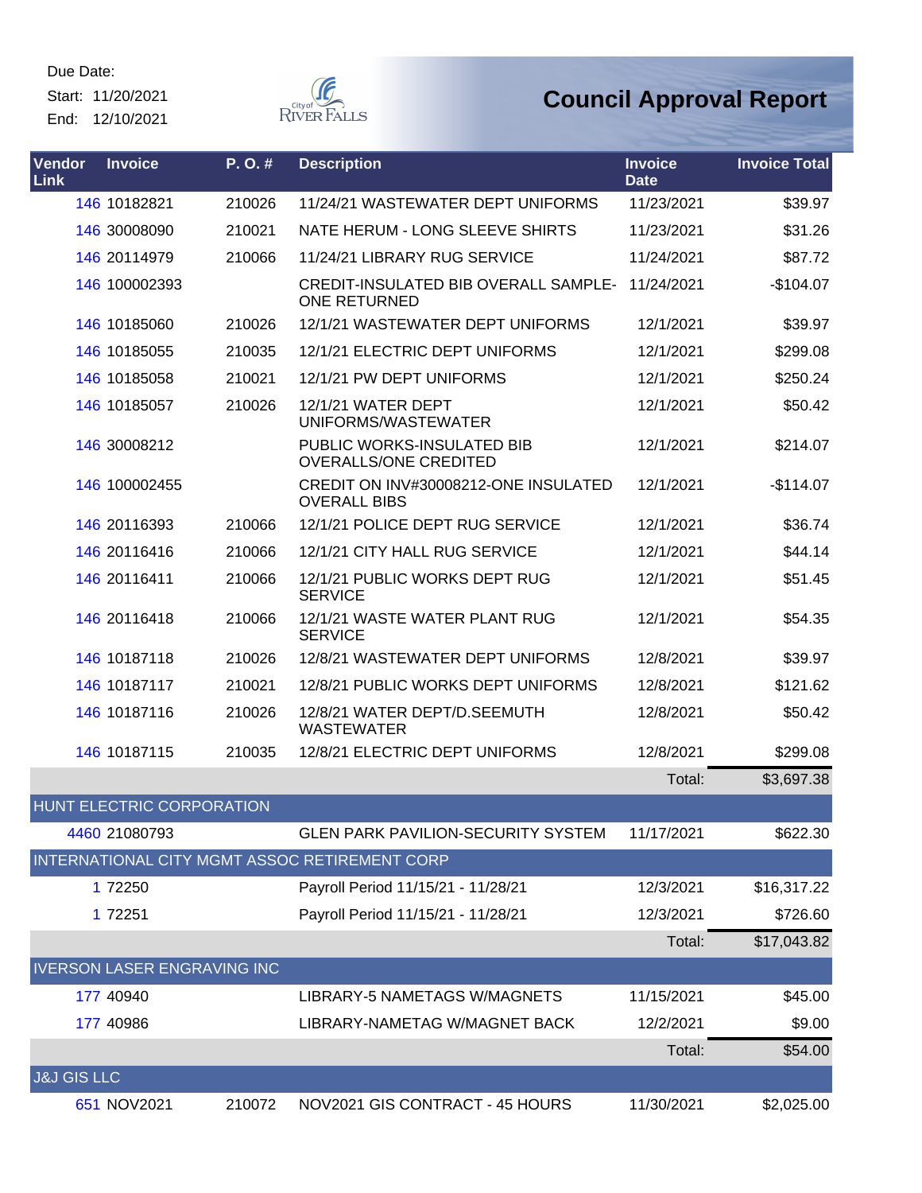Due Date:
Start: 11/20/2021
End: 12/10/2021

City of River Falls

# Council Approval Report

| Vendor Link | Invoice | P. O. # | Description | Invoice Date | Invoice Total |
|---|---|---|---|---|---|
| 146 | 10182821 | 210026 | 11/24/21 WASTEWATER DEPT UNIFORMS | 11/23/2021 | $39.97 |
| 146 | 30008090 | 210021 | NATE HERUM - LONG SLEEVE SHIRTS | 11/23/2021 | $31.26 |
| 146 | 20114979 | 210066 | 11/24/21 LIBRARY RUG SERVICE | 11/24/2021 | $87.72 |
| 146 | 100002393 | | CREDIT-INSULATED BIB OVERALL SAMPLE-ONE RETURNED | 11/24/2021 | -$104.07 |
| 146 | 10185060 | 210026 | 12/1/21 WASTEWATER DEPT UNIFORMS | 12/1/2021 | $39.97 |
| 146 | 10185055 | 210035 | 12/1/21 ELECTRIC DEPT UNIFORMS | 12/1/2021 | $299.08 |
| 146 | 10185058 | 210021 | 12/1/21 PW DEPT UNIFORMS | 12/1/2021 | $250.24 |
| 146 | 10185057 | 210026 | 12/1/21 WATER DEPT UNIFORMS/WASTEWATER | 12/1/2021 | $50.42 |
| 146 | 30008212 | | PUBLIC WORKS-INSULATED BIB OVERALLS/ONE CREDITED | 12/1/2021 | $214.07 |
| 146 | 100002455 | | CREDIT ON INV#30008212-ONE INSULATED OVERALL BIBS | 12/1/2021 | -$114.07 |
| 146 | 20116393 | 210066 | 12/1/21 POLICE DEPT RUG SERVICE | 12/1/2021 | $36.74 |
| 146 | 20116416 | 210066 | 12/1/21 CITY HALL RUG SERVICE | 12/1/2021 | $44.14 |
| 146 | 20116411 | 210066 | 12/1/21 PUBLIC WORKS DEPT RUG SERVICE | 12/1/2021 | $51.45 |
| 146 | 20116418 | 210066 | 12/1/21 WASTE WATER PLANT RUG SERVICE | 12/1/2021 | $54.35 |
| 146 | 10187118 | 210026 | 12/8/21 WASTEWATER DEPT UNIFORMS | 12/8/2021 | $39.97 |
| 146 | 10187117 | 210021 | 12/8/21 PUBLIC WORKS DEPT UNIFORMS | 12/8/2021 | $121.62 |
| 146 | 10187116 | 210026 | 12/8/21 WATER DEPT/D.SEEMUTH WASTEWATER | 12/8/2021 | $50.42 |
| 146 | 10187115 | 210035 | 12/8/21 ELECTRIC DEPT UNIFORMS | 12/8/2021 | $299.08 |
| | | | | Total: | $3,697.38 |
| HUNT ELECTRIC CORPORATION | | | | | |
| 4460 | 21080793 | | GLEN PARK PAVILION-SECURITY SYSTEM | 11/17/2021 | $622.30 |
| INTERNATIONAL CITY MGMT ASSOC RETIREMENT CORP | | | | | |
| 1 | 72250 | | Payroll Period 11/15/21 - 11/28/21 | 12/3/2021 | $16,317.22 |
| 1 | 72251 | | Payroll Period 11/15/21 - 11/28/21 | 12/3/2021 | $726.60 |
| | | | | Total: | $17,043.82 |
| IVERSON LASER ENGRAVING INC | | | | | |
| 177 | 40940 | | LIBRARY-5 NAMETAGS W/MAGNETS | 11/15/2021 | $45.00 |
| 177 | 40986 | | LIBRARY-NAMETAG W/MAGNET BACK | 12/2/2021 | $9.00 |
| | | | | Total: | $54.00 |
| J&J GIS LLC | | | | | |
| 651 | NOV2021 | 210072 | NOV2021 GIS CONTRACT - 45 HOURS | 11/30/2021 | $2,025.00 |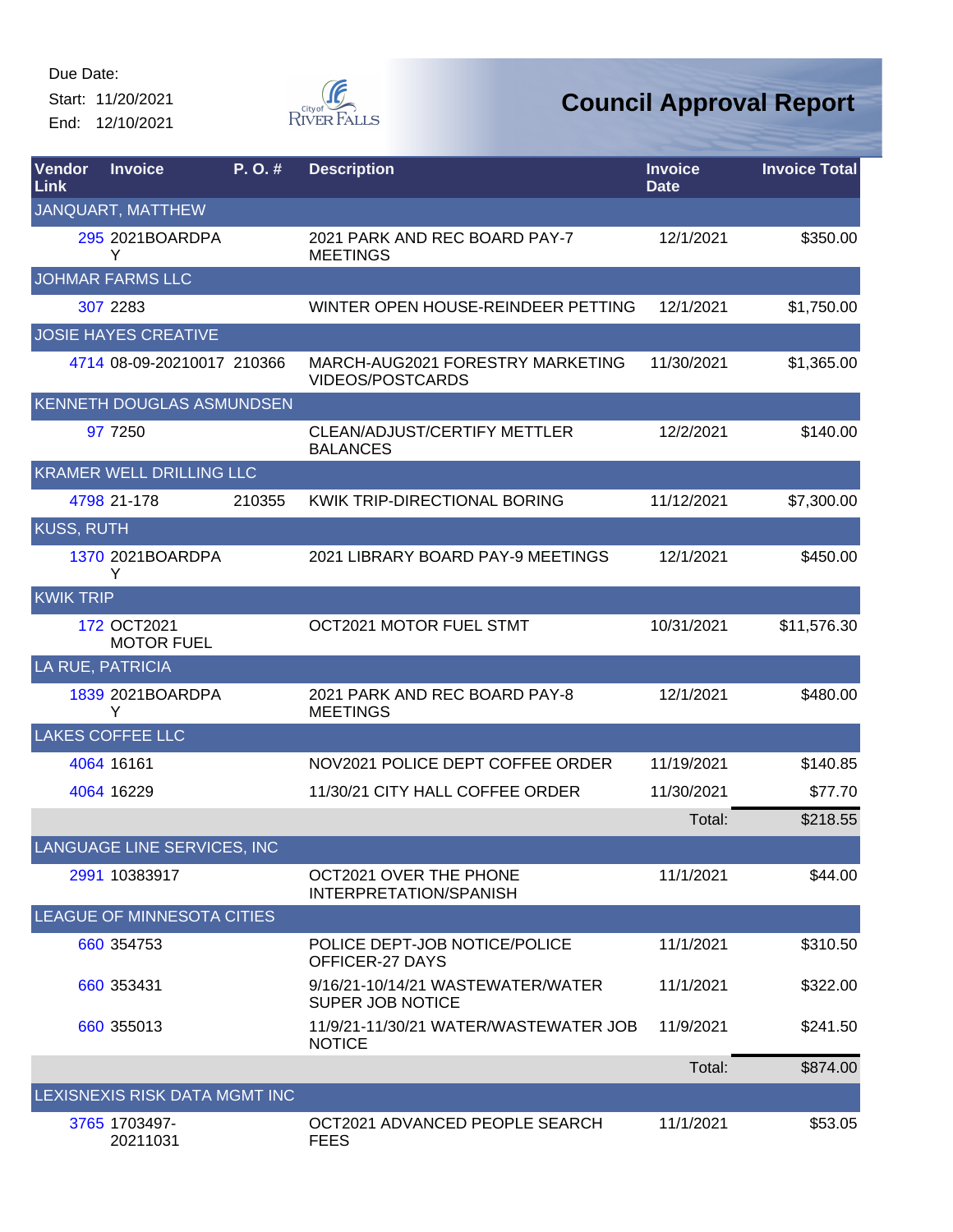Due Date:

Start: 11/20/2021

End: 12/10/2021

# Council Approval Report

| Vendor Link | Invoice | P. O. # | Description | Invoice Date | Invoice Total |
|---|---|---|---|---|---|
| JANQUART, MATTHEW | | | | | |
| 295 | 2021BOARDPAY | | 2021 PARK AND REC BOARD PAY-7 MEETINGS | 12/1/2021 | $350.00 |
| JOHMAR FARMS LLC | | | | | |
| 307 | 2283 | | WINTER OPEN HOUSE-REINDEER PETTING | 12/1/2021 | $1,750.00 |
| JOSIE HAYES CREATIVE | | | | | |
| 4714 | 08-09-20210017 | 210366 | MARCH-AUG2021 FORESTRY MARKETING VIDEOS/POSTCARDS | 11/30/2021 | $1,365.00 |
| KENNETH DOUGLAS ASMUNDSEN | | | | | |
| 97 | 7250 | | CLEAN/ADJUST/CERTIFY METTLER BALANCES | 12/2/2021 | $140.00 |
| KRAMER WELL DRILLING LLC | | | | | |
| 4798 | 21-178 | 210355 | KWIK TRIP-DIRECTIONAL BORING | 11/12/2021 | $7,300.00 |
| KUSS, RUTH | | | | | |
| 1370 | 2021BOARDPAY | | 2021 LIBRARY BOARD PAY-9 MEETINGS | 12/1/2021 | $450.00 |
| KWIK TRIP | | | | | |
| 172 | OCT2021 MOTOR FUEL | | OCT2021 MOTOR FUEL STMT | 10/31/2021 | $11,576.30 |
| LA RUE, PATRICIA | | | | | |
| 1839 | 2021BOARDPAY | | 2021 PARK AND REC BOARD PAY-8 MEETINGS | 12/1/2021 | $480.00 |
| LAKES COFFEE LLC | | | | | |
| 4064 | 16161 | | NOV2021 POLICE DEPT COFFEE ORDER | 11/19/2021 | $140.85 |
| 4064 | 16229 | | 11/30/21 CITY HALL COFFEE ORDER | 11/30/2021 | $77.70 |
| | | | | Total: | $218.55 |
| LANGUAGE LINE SERVICES, INC | | | | | |
| 2991 | 10383917 | | OCT2021 OVER THE PHONE INTERPRETATION/SPANISH | 11/1/2021 | $44.00 |
| LEAGUE OF MINNESOTA CITIES | | | | | |
| 660 | 354753 | | POLICE DEPT-JOB NOTICE/POLICE OFFICER-27 DAYS | 11/1/2021 | $310.50 |
| 660 | 353431 | | 9/16/21-10/14/21 WASTEWATER/WATER SUPER JOB NOTICE | 11/1/2021 | $322.00 |
| 660 | 355013 | | 11/9/21-11/30/21 WATER/WASTEWATER JOB NOTICE | 11/9/2021 | $241.50 |
| | | | | Total: | $874.00 |
| LEXISNEXIS RISK DATA MGMT INC | | | | | |
| 3765 | 1703497-20211031 | | OCT2021 ADVANCED PEOPLE SEARCH FEES | 11/1/2021 | $53.05 |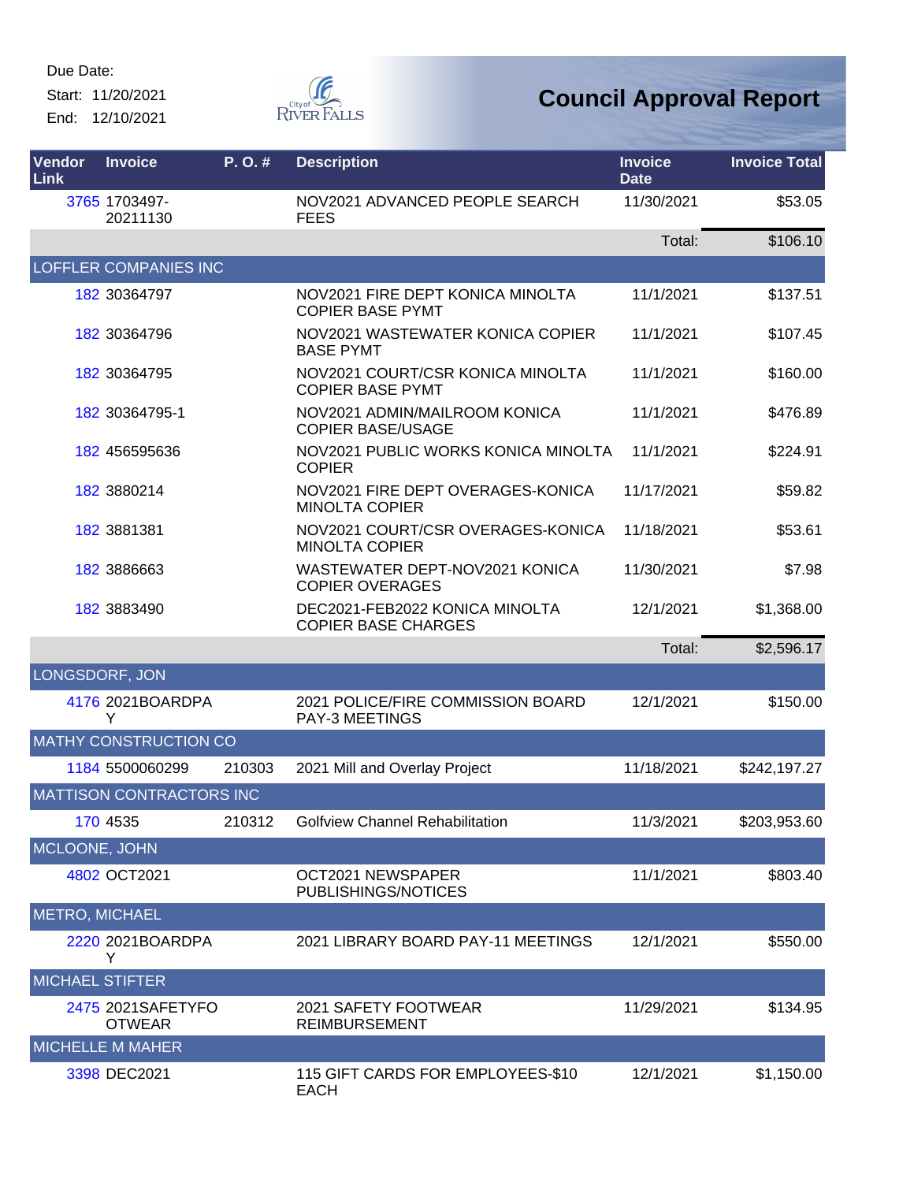Due Date:
Start: 11/20/2021
End: 12/10/2021

# Council Approval Report

| Vendor Link | Invoice | P. O. # | Description | Invoice Date | Invoice Total |
|---|---|---|---|---|---|
| 3765 | 1703497-20211130 | | NOV2021 ADVANCED PEOPLE SEARCH FEES | 11/30/2021 | $53.05 |
| | | | | Total: | $106.10 |
| LOFFLER COMPANIES INC | | | | | |
| 182 | 30364797 | | NOV2021 FIRE DEPT KONICA MINOLTA COPIER BASE PYMT | 11/1/2021 | $137.51 |
| 182 | 30364796 | | NOV2021 WASTEWATER KONICA COPIER BASE PYMT | 11/1/2021 | $107.45 |
| 182 | 30364795 | | NOV2021 COURT/CSR KONICA MINOLTA COPIER BASE PYMT | 11/1/2021 | $160.00 |
| 182 | 30364795-1 | | NOV2021 ADMIN/MAILROOM KONICA COPIER BASE/USAGE | 11/1/2021 | $476.89 |
| 182 | 456595636 | | NOV2021 PUBLIC WORKS KONICA MINOLTA COPIER | 11/1/2021 | $224.91 |
| 182 | 3880214 | | NOV2021 FIRE DEPT OVERAGES-KONICA MINOLTA COPIER | 11/17/2021 | $59.82 |
| 182 | 3881381 | | NOV2021 COURT/CSR OVERAGES-KONICA MINOLTA COPIER | 11/18/2021 | $53.61 |
| 182 | 3886663 | | WASTEWATER DEPT-NOV2021 KONICA COPIER OVERAGES | 11/30/2021 | $7.98 |
| 182 | 3883490 | | DEC2021-FEB2022 KONICA MINOLTA COPIER BASE CHARGES | 12/1/2021 | $1,368.00 |
| | | | | Total: | $2,596.17 |
| LONGSDORF, JON | | | | | |
| 4176 | 2021BOARDPAY | | 2021 POLICE/FIRE COMMISSION BOARD PAY-3 MEETINGS | 12/1/2021 | $150.00 |
| MATHY CONSTRUCTION CO | | | | | |
| 1184 | 5500060299 | 210303 | 2021 Mill and Overlay Project | 11/18/2021 | $242,197.27 |
| MATTISON CONTRACTORS INC | | | | | |
| 170 | 4535 | 210312 | Golfview Channel Rehabilitation | 11/3/2021 | $203,953.60 |
| MCLOONE, JOHN | | | | | |
| 4802 | OCT2021 | | OCT2021 NEWSPAPER PUBLISHINGS/NOTICES | 11/1/2021 | $803.40 |
| METRO, MICHAEL | | | | | |
| 2220 | 2021BOARDPAY | | 2021 LIBRARY BOARD PAY-11 MEETINGS | 12/1/2021 | $550.00 |
| MICHAEL STIFTER | | | | | |
| 2475 | 2021SAFETYFOOTWEAR | | 2021 SAFETY FOOTWEAR REIMBURSEMENT | 11/29/2021 | $134.95 |
| MICHELLE M MAHER | | | | | |
| 3398 | DEC2021 | | 115 GIFT CARDS FOR EMPLOYEES-$10 EACH | 12/1/2021 | $1,150.00 |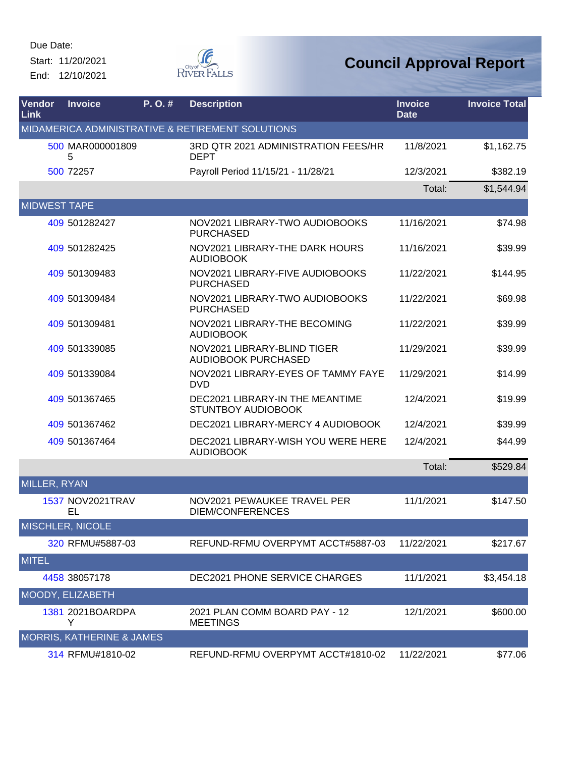Due Date:
Start: 11/20/2021
End: 12/10/2021

# Council Approval Report

| Vendor Link | Invoice | P. O. # | Description | Invoice Date | Invoice Total |
|---|---|---|---|---|---|
| MIDAMERICA ADMINISTRATIVE & RETIREMENT SOLUTIONS | | | | | |
| 500 | MAR0000018095 | | 3RD QTR 2021 ADMINISTRATION FEES/HR DEPT | 11/8/2021 | $1,162.75 |
| 500 | 72257 | | Payroll Period 11/15/21 - 11/28/21 | 12/3/2021 | $382.19 |
| | | | | Total: | $1,544.94 |
| MIDWEST TAPE | | | | | |
| 409 | 501282427 | | NOV2021 LIBRARY-TWO AUDIOBOOKS PURCHASED | 11/16/2021 | $74.98 |
| 409 | 501282425 | | NOV2021 LIBRARY-THE DARK HOURS AUDIOBOOK | 11/16/2021 | $39.99 |
| 409 | 501309483 | | NOV2021 LIBRARY-FIVE AUDIOBOOKS PURCHASED | 11/22/2021 | $144.95 |
| 409 | 501309484 | | NOV2021 LIBRARY-TWO AUDIOBOOKS PURCHASED | 11/22/2021 | $69.98 |
| 409 | 501309481 | | NOV2021 LIBRARY-THE BECOMING AUDIOBOOK | 11/22/2021 | $39.99 |
| 409 | 501339085 | | NOV2021 LIBRARY-BLIND TIGER AUDIOBOOK PURCHASED | 11/29/2021 | $39.99 |
| 409 | 501339084 | | NOV2021 LIBRARY-EYES OF TAMMY FAYE DVD | 11/29/2021 | $14.99 |
| 409 | 501367465 | | DEC2021 LIBRARY-IN THE MEANTIME STUNTBOY AUDIOBOOK | 12/4/2021 | $19.99 |
| 409 | 501367462 | | DEC2021 LIBRARY-MERCY 4 AUDIOBOOK | 12/4/2021 | $39.99 |
| 409 | 501367464 | | DEC2021 LIBRARY-WISH YOU WERE HERE AUDIOBOOK | 12/4/2021 | $44.99 |
| | | | | Total: | $529.84 |
| MILLER, RYAN | | | | | |
| 1537 | NOV2021TRAVEL | | NOV2021 PEWAUKEE TRAVEL PER DIEM/CONFERENCES | 11/1/2021 | $147.50 |
| MISCHLER, NICOLE | | | | | |
| 320 | RFMU#5887-03 | | REFUND-RFMU OVERPYMT ACCT#5887-03 | 11/22/2021 | $217.67 |
| MITEL | | | | | |
| 4458 | 38057178 | | DEC2021 PHONE SERVICE CHARGES | 11/1/2021 | $3,454.18 |
| MOODY, ELIZABETH | | | | | |
| 1381 | 2021BOARDPAY | | 2021 PLAN COMM BOARD PAY - 12 MEETINGS | 12/1/2021 | $600.00 |
| MORRIS, KATHERINE & JAMES | | | | | |
| 314 | RFMU#1810-02 | | REFUND-RFMU OVERPYMT ACCT#1810-02 | 11/22/2021 | $77.06 |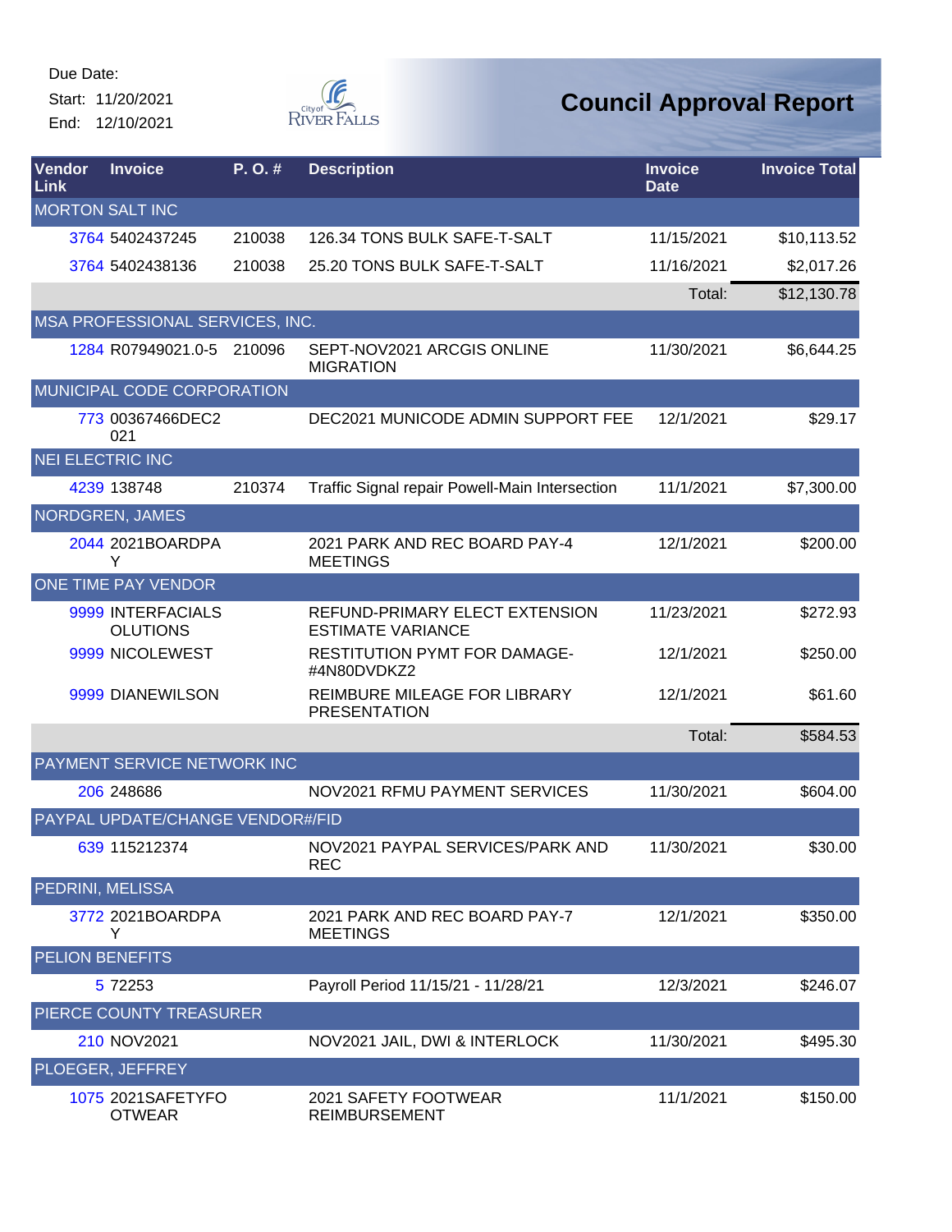Due Date:

Start: 11/20/2021

End: 12/10/2021

# Council Approval Report

| Vendor Link | Invoice | P. O. # | Description | Invoice Date | Invoice Total |
|---|---|---|---|---|---|
| MORTON SALT INC | | | | | |
| 3764 | 5402437245 | 210038 | 126.34 TONS BULK SAFE-T-SALT | 11/15/2021 | $10,113.52 |
| 3764 | 5402438136 | 210038 | 25.20 TONS BULK SAFE-T-SALT | 11/16/2021 | $2,017.26 |
| | | | | Total: | $12,130.78 |
| MSA PROFESSIONAL SERVICES, INC. | | | | | |
| 1284 | R07949021.0-5 | 210096 | SEPT-NOV2021 ARCGIS ONLINE MIGRATION | 11/30/2021 | $6,644.25 |
| MUNICIPAL CODE CORPORATION | | | | | |
| 773 | 00367466DEC2021 | | DEC2021 MUNICODE ADMIN SUPPORT FEE | 12/1/2021 | $29.17 |
| NEI ELECTRIC INC | | | | | |
| 4239 | 138748 | 210374 | Traffic Signal repair Powell-Main Intersection | 11/1/2021 | $7,300.00 |
| NORDGREN, JAMES | | | | | |
| 2044 | 2021BOARDPAY | | 2021 PARK AND REC BOARD PAY-4 MEETINGS | 12/1/2021 | $200.00 |
| ONE TIME PAY VENDOR | | | | | |
| 9999 | INTERFACIALSOLUTIONS | | REFUND-PRIMARY ELECT EXTENSION ESTIMATE VARIANCE | 11/23/2021 | $272.93 |
| 9999 | NICOLEWEST | | RESTITUTION PYMT FOR DAMAGE-#4N80DVDKZ2 | 12/1/2021 | $250.00 |
| 9999 | DIANEWILSON | | REIMBURE MILEAGE FOR LIBRARY PRESENTATION | 12/1/2021 | $61.60 |
| | | | | Total: | $584.53 |
| PAYMENT SERVICE NETWORK INC | | | | | |
| 206 | 248686 | | NOV2021 RFMU PAYMENT SERVICES | 11/30/2021 | $604.00 |
| PAYPAL UPDATE/CHANGE VENDOR#/FID | | | | | |
| 639 | 115212374 | | NOV2021 PAYPAL SERVICES/PARK AND REC | 11/30/2021 | $30.00 |
| PEDRINI, MELISSA | | | | | |
| 3772 | 2021BOARDPAY | | 2021 PARK AND REC BOARD PAY-7 MEETINGS | 12/1/2021 | $350.00 |
| PELION BENEFITS | | | | | |
| 5 | 72253 | | Payroll Period 11/15/21 - 11/28/21 | 12/3/2021 | $246.07 |
| PIERCE COUNTY TREASURER | | | | | |
| 210 | NOV2021 | | NOV2021 JAIL, DWI & INTERLOCK | 11/30/2021 | $495.30 |
| PLOEGER, JEFFREY | | | | | |
| 1075 | 2021SAFETYFOOTWEAR | | 2021 SAFETY FOOTWEAR REIMBURSEMENT | 11/1/2021 | $150.00 |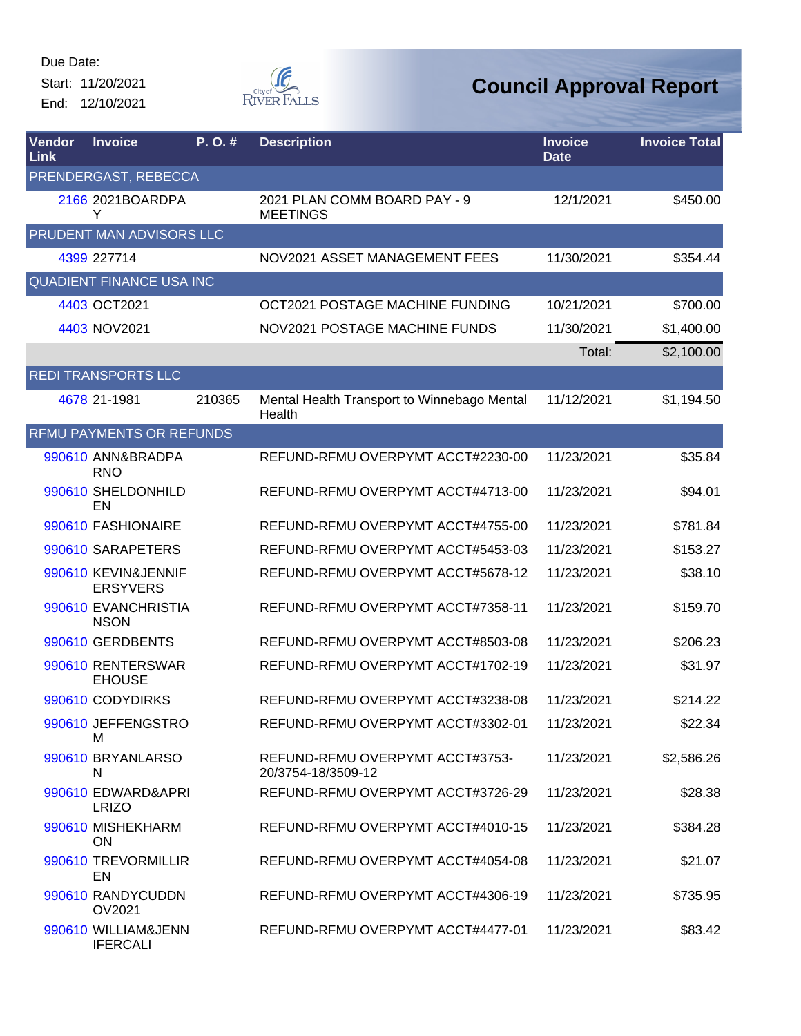Due Date:
Start: 11/20/2021
End: 12/10/2021

# Council Approval Report

| Vendor Link | Invoice | P. O. # | Description | Invoice Date | Invoice Total |
|---|---|---|---|---|---|
| PRENDERGAST, REBECCA | | | | | |
| 2166 | 2021BOARDPAY | | 2021 PLAN COMM BOARD PAY - 9 MEETINGS | 12/1/2021 | $450.00 |
| PRUDENT MAN ADVISORS LLC | | | | | |
| 4399 | 227714 | | NOV2021 ASSET MANAGEMENT FEES | 11/30/2021 | $354.44 |
| QUADIENT FINANCE USA INC | | | | | |
| 4403 | OCT2021 | | OCT2021 POSTAGE MACHINE FUNDING | 10/21/2021 | $700.00 |
| 4403 | NOV2021 | | NOV2021 POSTAGE MACHINE FUNDS | 11/30/2021 | $1,400.00 |
| | | | | Total: | $2,100.00 |
| REDI TRANSPORTS LLC | | | | | |
| 4678 | 21-1981 | 210365 | Mental Health Transport to Winnebago Mental Health | 11/12/2021 | $1,194.50 |
| RFMU PAYMENTS OR REFUNDS | | | | | |
| 990610 | ANN&BRADPARNO | | REFUND-RFMU OVERPYMT ACCT#2230-00 | 11/23/2021 | $35.84 |
| 990610 | SHELDONHILDEN | | REFUND-RFMU OVERPYMT ACCT#4713-00 | 11/23/2021 | $94.01 |
| 990610 | FASHIONAIRE | | REFUND-RFMU OVERPYMT ACCT#4755-00 | 11/23/2021 | $781.84 |
| 990610 | SARAPETERS | | REFUND-RFMU OVERPYMT ACCT#5453-03 | 11/23/2021 | $153.27 |
| 990610 | KEVIN&JENNIFERSYVERS | | REFUND-RFMU OVERPYMT ACCT#5678-12 | 11/23/2021 | $38.10 |
| 990610 | EVANCHRISTIANSON | | REFUND-RFMU OVERPYMT ACCT#7358-11 | 11/23/2021 | $159.70 |
| 990610 | GERDBENTS | | REFUND-RFMU OVERPYMT ACCT#8503-08 | 11/23/2021 | $206.23 |
| 990610 | RENTERSWAREHOUSE | | REFUND-RFMU OVERPYMT ACCT#1702-19 | 11/23/2021 | $31.97 |
| 990610 | CODYDIRKS | | REFUND-RFMU OVERPYMT ACCT#3238-08 | 11/23/2021 | $214.22 |
| 990610 | JEFFENGSTROM | | REFUND-RFMU OVERPYMT ACCT#3302-01 | 11/23/2021 | $22.34 |
| 990610 | BRYANLARSON | | REFUND-RFMU OVERPYMT ACCT#3753-20/3754-18/3509-12 | 11/23/2021 | $2,586.26 |
| 990610 | EDWARD&APRILRIZO | | REFUND-RFMU OVERPYMT ACCT#3726-29 | 11/23/2021 | $28.38 |
| 990610 | MISHEKHARMON | | REFUND-RFMU OVERPYMT ACCT#4010-15 | 11/23/2021 | $384.28 |
| 990610 | TREVORMILLIREN | | REFUND-RFMU OVERPYMT ACCT#4054-08 | 11/23/2021 | $21.07 |
| 990610 | RANDYCUDDNOV2021 | | REFUND-RFMU OVERPYMT ACCT#4306-19 | 11/23/2021 | $735.95 |
| 990610 | WILLIAM&JENNIFERCALI | | REFUND-RFMU OVERPYMT ACCT#4477-01 | 11/23/2021 | $83.42 |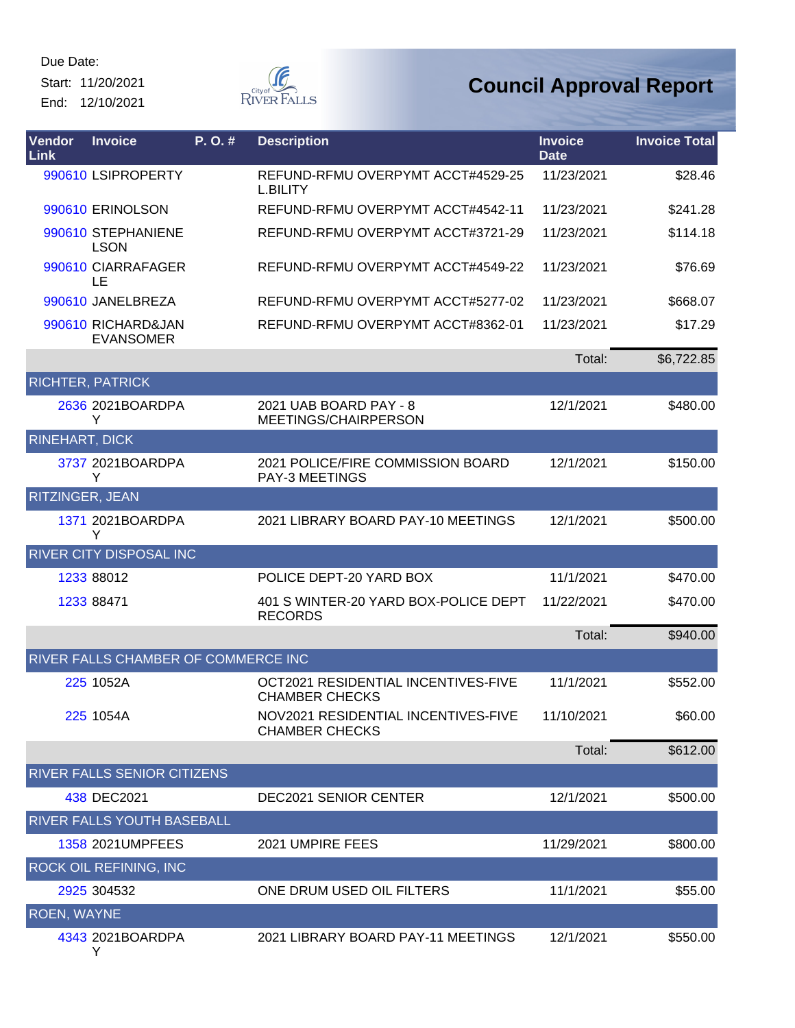Due Date:
Start: 11/20/2021
End: 12/10/2021

# Council Approval Report

| Vendor Link | Invoice | P. O. # | Description | Invoice Date | Invoice Total |
|---|---|---|---|---|---|
| 990610 | LSIPROPERTY | | REFUND-RFMU OVERPYMT ACCT#4529-25 L.BILITY | 11/23/2021 | $28.46 |
| 990610 | ERINOLSON | | REFUND-RFMU OVERPYMT ACCT#4542-11 | 11/23/2021 | $241.28 |
| 990610 | STEPHANIENELSON | | REFUND-RFMU OVERPYMT ACCT#3721-29 | 11/23/2021 | $114.18 |
| 990610 | CIARRAFAGERLE | | REFUND-RFMU OVERPYMT ACCT#4549-22 | 11/23/2021 | $76.69 |
| 990610 | JANELBREZA | | REFUND-RFMU OVERPYMT ACCT#5277-02 | 11/23/2021 | $668.07 |
| 990610 | RICHARD&JAN EVANSOMER | | REFUND-RFMU OVERPYMT ACCT#8362-01 | 11/23/2021 | $17.29 |
| | | | | Total: | $6,722.85 |
| **RICHTER, PATRICK** | | | | | |
| 2636 | 2021BOARDPAY | | 2021 UAB BOARD PAY - 8 MEETINGS/CHAIRPERSON | 12/1/2021 | $480.00 |
| **RINEHART, DICK** | | | | | |
| 3737 | 2021BOARDPAY | | 2021 POLICE/FIRE COMMISSION BOARD PAY-3 MEETINGS | 12/1/2021 | $150.00 |
| **RITZINGER, JEAN** | | | | | |
| 1371 | 2021BOARDPAY | | 2021 LIBRARY BOARD PAY-10 MEETINGS | 12/1/2021 | $500.00 |
| **RIVER CITY DISPOSAL INC** | | | | | |
| 1233 | 88012 | | POLICE DEPT-20 YARD BOX | 11/1/2021 | $470.00 |
| 1233 | 88471 | | 401 S WINTER-20 YARD BOX-POLICE DEPT RECORDS | 11/22/2021 | $470.00 |
| | | | | Total: | $940.00 |
| **RIVER FALLS CHAMBER OF COMMERCE INC** | | | | | |
| 225 | 1052A | | OCT2021 RESIDENTIAL INCENTIVES-FIVE CHAMBER CHECKS | 11/1/2021 | $552.00 |
| 225 | 1054A | | NOV2021 RESIDENTIAL INCENTIVES-FIVE CHAMBER CHECKS | 11/10/2021 | $60.00 |
| | | | | Total: | $612.00 |
| **RIVER FALLS SENIOR CITIZENS** | | | | | |
| 438 | DEC2021 | | DEC2021 SENIOR CENTER | 12/1/2021 | $500.00 |
| **RIVER FALLS YOUTH BASEBALL** | | | | | |
| 1358 | 2021UMPFEES | | 2021 UMPIRE FEES | 11/29/2021 | $800.00 |
| **ROCK OIL REFINING, INC** | | | | | |
| 2925 | 304532 | | ONE DRUM USED OIL FILTERS | 11/1/2021 | $55.00 |
| **ROEN, WAYNE** | | | | | |
| 4343 | 2021BOARDPAY | | 2021 LIBRARY BOARD PAY-11 MEETINGS | 12/1/2021 | $550.00 |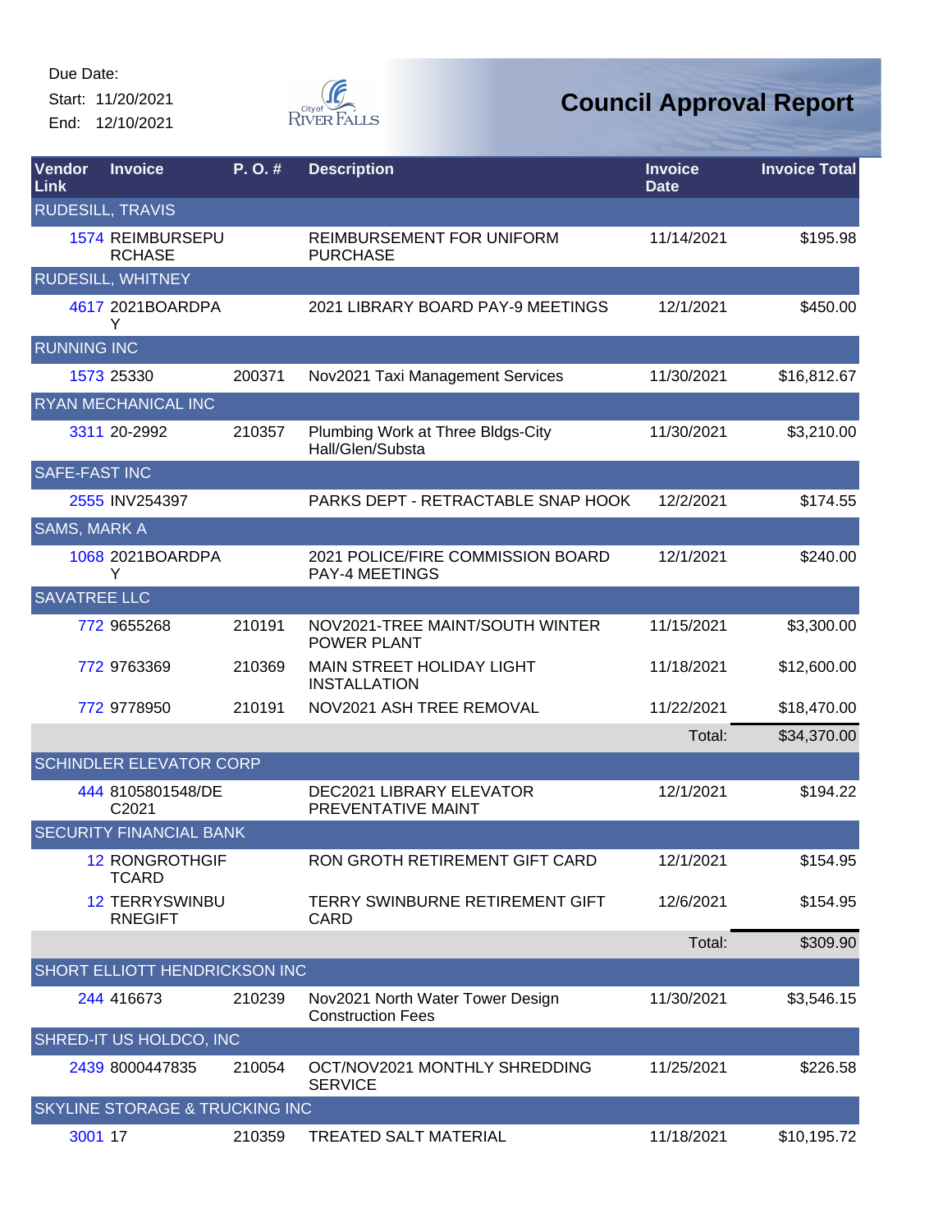Due Date:

Start: 11/20/2021

End: 12/10/2021

# Council Approval Report

| Vendor Link | Invoice | P. O. # | Description | Invoice Date | Invoice Total |
|---|---|---|---|---|---|
| RUDESILL, TRAVIS | | | | | |
| 1574 | REIMBURSEPURCHASE | | REIMBURSEMENT FOR UNIFORM PURCHASE | 11/14/2021 | $195.98 |
| RUDESILL, WHITNEY | | | | | |
| 4617 | 2021BOARDPAY | | 2021 LIBRARY BOARD PAY-9 MEETINGS | 12/1/2021 | $450.00 |
| RUNNING INC | | | | | |
| 1573 | 25330 | 200371 | Nov2021 Taxi Management Services | 11/30/2021 | $16,812.67 |
| RYAN MECHANICAL INC | | | | | |
| 3311 | 20-2992 | 210357 | Plumbing Work at Three Bldgs-City Hall/Glen/Substa | 11/30/2021 | $3,210.00 |
| SAFE-FAST INC | | | | | |
| 2555 | INV254397 | | PARKS DEPT - RETRACTABLE SNAP HOOK | 12/2/2021 | $174.55 |
| SAMS, MARK A | | | | | |
| 1068 | 2021BOARDPAY | | 2021 POLICE/FIRE COMMISSION BOARD PAY-4 MEETINGS | 12/1/2021 | $240.00 |
| SAVATREE LLC | | | | | |
| 772 | 9655268 | 210191 | NOV2021-TREE MAINT/SOUTH WINTER POWER PLANT | 11/15/2021 | $3,300.00 |
| 772 | 9763369 | 210369 | MAIN STREET HOLIDAY LIGHT INSTALLATION | 11/18/2021 | $12,600.00 |
| 772 | 9778950 | 210191 | NOV2021 ASH TREE REMOVAL | 11/22/2021 | $18,470.00 |
| | | | | Total: | $34,370.00 |
| SCHINDLER ELEVATOR CORP | | | | | |
| 444 | 8105801548/DEC2021 | | DEC2021 LIBRARY ELEVATOR PREVENTATIVE MAINT | 12/1/2021 | $194.22 |
| SECURITY FINANCIAL BANK | | | | | |
| 12 | RONGROTHGIFTCARD | | RON GROTH RETIREMENT GIFT CARD | 12/1/2021 | $154.95 |
| 12 | TERRYSWINBURNEGIFT | | TERRY SWINBURNE RETIREMENT GIFT CARD | 12/6/2021 | $154.95 |
| | | | | Total: | $309.90 |
| SHORT ELLIOTT HENDRICKSON INC | | | | | |
| 244 | 416673 | 210239 | Nov2021 North Water Tower Design Construction Fees | 11/30/2021 | $3,546.15 |
| SHRED-IT US HOLDCO, INC | | | | | |
| 2439 | 8000447835 | 210054 | OCT/NOV2021 MONTHLY SHREDDING SERVICE | 11/25/2021 | $226.58 |
| SKYLINE STORAGE & TRUCKING INC | | | | | |
| 3001 | 17 | 210359 | TREATED SALT MATERIAL | 11/18/2021 | $10,195.72 |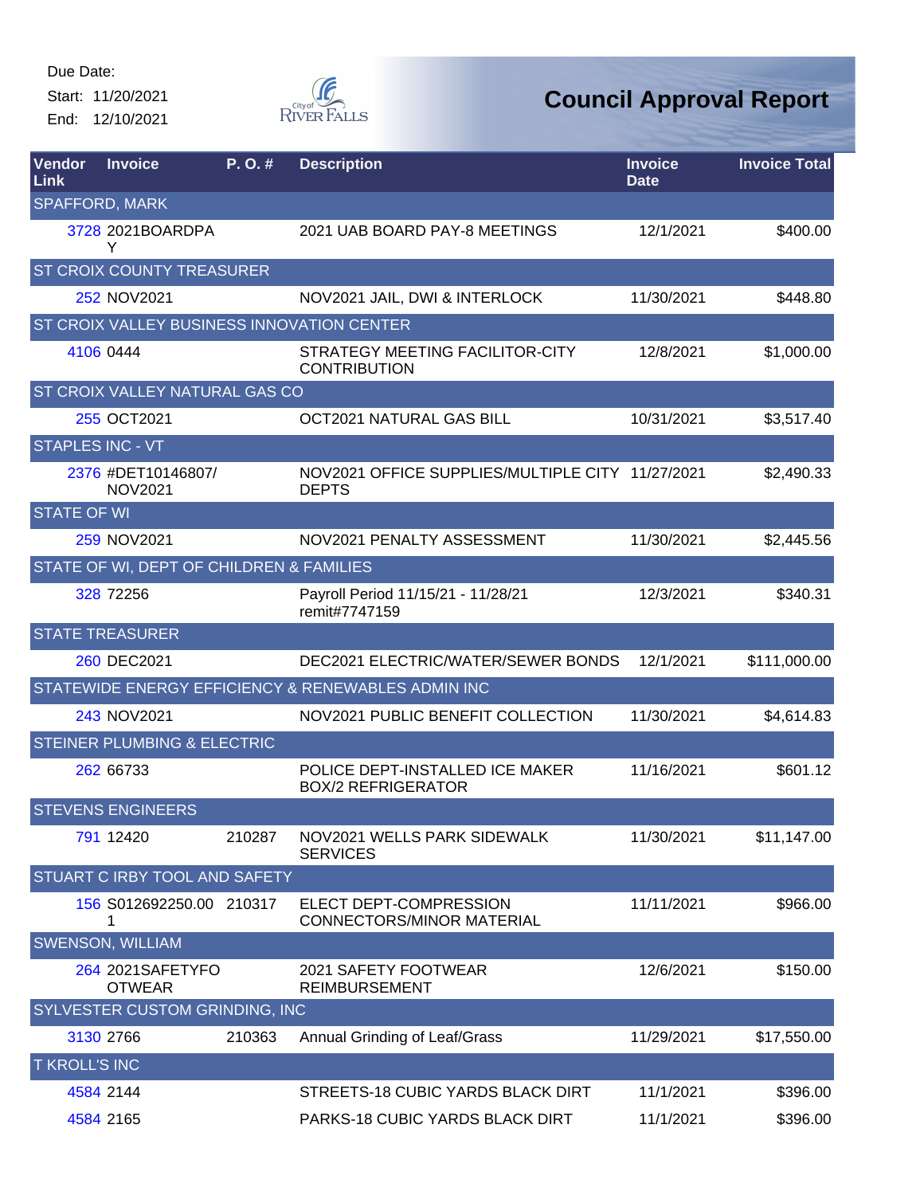Due Date:
Start: 11/20/2021
End: 12/10/2021

# Council Approval Report

| Vendor Link | Invoice | P. O. # | Description | Invoice Date | Invoice Total |
|---|---|---|---|---|---|
| SPAFFORD, MARK | | | | | |
| 3728 | 2021BOARDPAY | | 2021 UAB BOARD PAY-8 MEETINGS | 12/1/2021 | $400.00 |
| ST CROIX COUNTY TREASURER | | | | | |
| 252 | NOV2021 | | NOV2021 JAIL, DWI & INTERLOCK | 11/30/2021 | $448.80 |
| ST CROIX VALLEY BUSINESS INNOVATION CENTER | | | | | |
| 4106 | 0444 | | STRATEGY MEETING FACILITOR-CITY CONTRIBUTION | 12/8/2021 | $1,000.00 |
| ST CROIX VALLEY NATURAL GAS CO | | | | | |
| 255 | OCT2021 | | OCT2021 NATURAL GAS BILL | 10/31/2021 | $3,517.40 |
| STAPLES INC - VT | | | | | |
| 2376 | #DET10146807/NOV2021 | | NOV2021 OFFICE SUPPLIES/MULTIPLE CITY DEPTS | 11/27/2021 | $2,490.33 |
| STATE OF WI | | | | | |
| 259 | NOV2021 | | NOV2021 PENALTY ASSESSMENT | 11/30/2021 | $2,445.56 |
| STATE OF WI, DEPT OF CHILDREN & FAMILIES | | | | | |
| 328 | 72256 | | Payroll Period 11/15/21 - 11/28/21 remit#7747159 | 12/3/2021 | $340.31 |
| STATE TREASURER | | | | | |
| 260 | DEC2021 | | DEC2021 ELECTRIC/WATER/SEWER BONDS | 12/1/2021 | $111,000.00 |
| STATEWIDE ENERGY EFFICIENCY & RENEWABLES ADMIN INC | | | | | |
| 243 | NOV2021 | | NOV2021 PUBLIC BENEFIT COLLECTION | 11/30/2021 | $4,614.83 |
| STEINER PLUMBING & ELECTRIC | | | | | |
| 262 | 66733 | | POLICE DEPT-INSTALLED ICE MAKER BOX/2 REFRIGERATOR | 11/16/2021 | $601.12 |
| STEVENS ENGINEERS | | | | | |
| 791 | 12420 | 210287 | NOV2021 WELLS PARK SIDEWALK SERVICES | 11/30/2021 | $11,147.00 |
| STUART C IRBY TOOL AND SAFETY | | | | | |
| 156 | S012692250.001 | 210317 | ELECT DEPT-COMPRESSION CONNECTORS/MINOR MATERIAL | 11/11/2021 | $966.00 |
| SWENSON, WILLIAM | | | | | |
| 264 | 2021SAFETYFOOTWEAR | | 2021 SAFETY FOOTWEAR REIMBURSEMENT | 12/6/2021 | $150.00 |
| SYLVESTER CUSTOM GRINDING, INC | | | | | |
| 3130 | 2766 | 210363 | Annual Grinding of Leaf/Grass | 11/29/2021 | $17,550.00 |
| T KROLL'S INC | | | | | |
| 4584 | 2144 | | STREETS-18 CUBIC YARDS BLACK DIRT | 11/1/2021 | $396.00 |
| 4584 | 2165 | | PARKS-18 CUBIC YARDS BLACK DIRT | 11/1/2021 | $396.00 |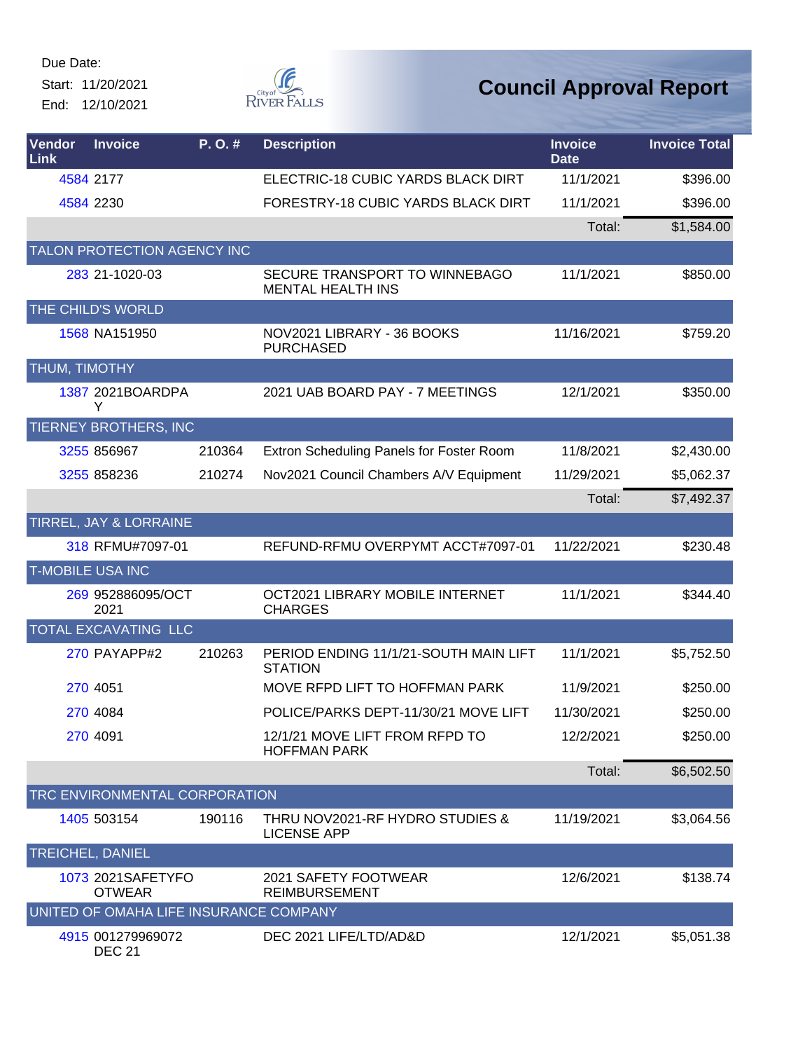Due Date:
Start: 11/20/2021
End: 12/10/2021

# Council Approval Report

| Vendor Link | Invoice | P. O. # | Description | Invoice Date | Invoice Total |
|---|---|---|---|---|---|
| 4584 | 2177 | | ELECTRIC-18 CUBIC YARDS BLACK DIRT | 11/1/2021 | $396.00 |
| 4584 | 2230 | | FORESTRY-18 CUBIC YARDS BLACK DIRT | 11/1/2021 | $396.00 |
| | | | | Total: | $1,584.00 |
| TALON PROTECTION AGENCY INC | | | | | |
| 283 | 21-1020-03 | | SECURE TRANSPORT TO WINNEBAGO MENTAL HEALTH INS | 11/1/2021 | $850.00 |
| THE CHILD'S WORLD | | | | | |
| 1568 | NA151950 | | NOV2021 LIBRARY - 36 BOOKS PURCHASED | 11/16/2021 | $759.20 |
| THUM, TIMOTHY | | | | | |
| 1387 | 2021BOARDPAY | | 2021 UAB BOARD PAY - 7 MEETINGS | 12/1/2021 | $350.00 |
| TIERNEY BROTHERS, INC | | | | | |
| 3255 | 856967 | 210364 | Extron Scheduling Panels for Foster Room | 11/8/2021 | $2,430.00 |
| 3255 | 858236 | 210274 | Nov2021 Council Chambers A/V Equipment | 11/29/2021 | $5,062.37 |
| | | | | Total: | $7,492.37 |
| TIRREL, JAY & LORRAINE | | | | | |
| 318 | RFMU#7097-01 | | REFUND-RFMU OVERPYMT ACCT#7097-01 | 11/22/2021 | $230.48 |
| T-MOBILE USA INC | | | | | |
| 269 | 952886095/OCT 2021 | | OCT2021 LIBRARY MOBILE INTERNET CHARGES | 11/1/2021 | $344.40 |
| TOTAL EXCAVATING LLC | | | | | |
| 270 | PAYAPP#2 | 210263 | PERIOD ENDING 11/1/21-SOUTH MAIN LIFT STATION | 11/1/2021 | $5,752.50 |
| 270 | 4051 | | MOVE RFPD LIFT TO HOFFMAN PARK | 11/9/2021 | $250.00 |
| 270 | 4084 | | POLICE/PARKS DEPT-11/30/21 MOVE LIFT | 11/30/2021 | $250.00 |
| 270 | 4091 | | 12/1/21 MOVE LIFT FROM RFPD TO HOFFMAN PARK | 12/2/2021 | $250.00 |
| | | | | Total: | $6,502.50 |
| TRC ENVIRONMENTAL CORPORATION | | | | | |
| 1405 | 503154 | 190116 | THRU NOV2021-RF HYDRO STUDIES & LICENSE APP | 11/19/2021 | $3,064.56 |
| TREICHEL, DANIEL | | | | | |
| 1073 | 2021SAFETYFOOTWEAR | | 2021 SAFETY FOOTWEAR REIMBURSEMENT | 12/6/2021 | $138.74 |
| UNITED OF OMAHA LIFE INSURANCE COMPANY | | | | | |
| 4915 | 001279969072 DEC 21 | | DEC 2021 LIFE/LTD/AD&D | 12/1/2021 | $5,051.38 |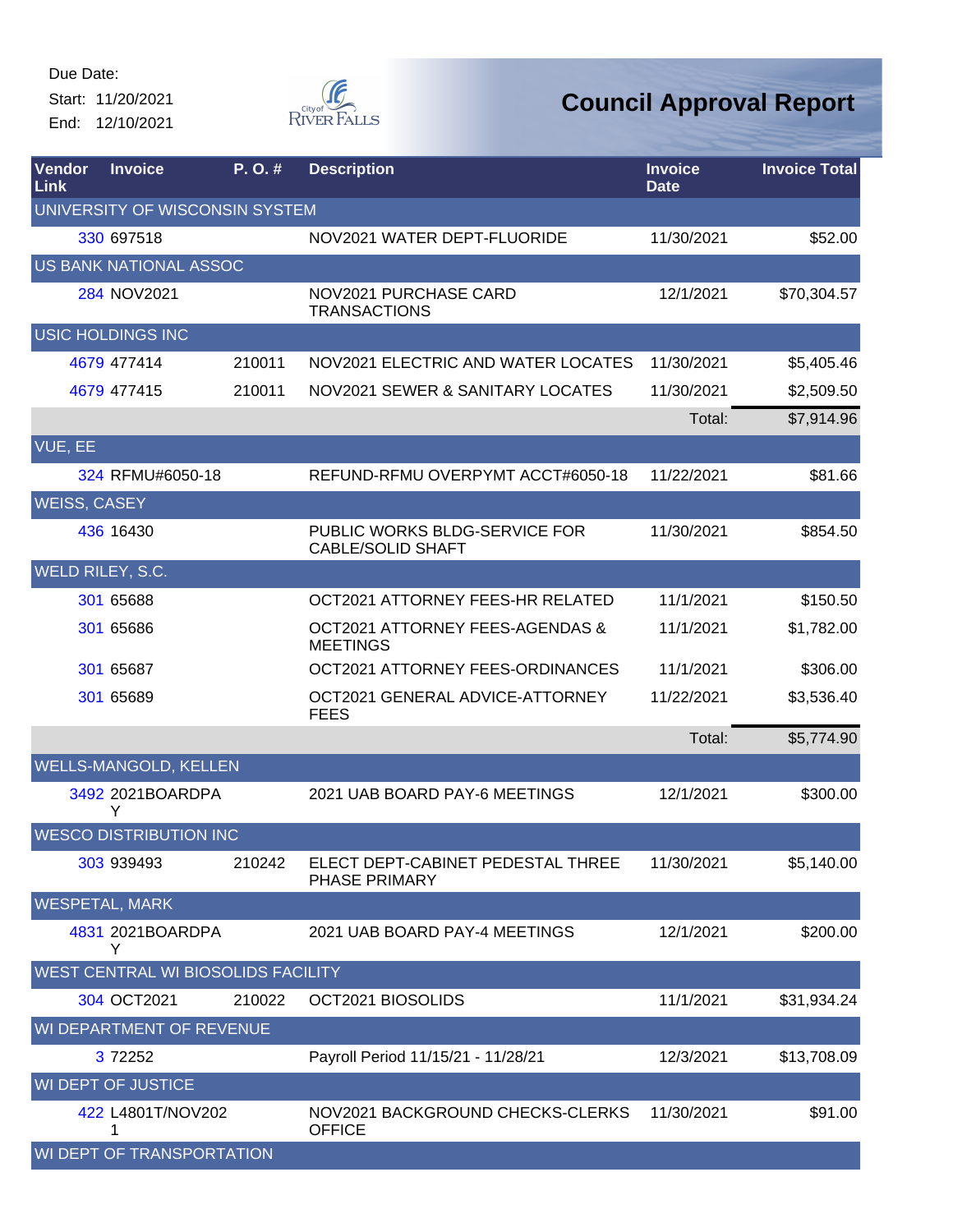Due Date:

Start: 11/20/2021

End: 12/10/2021

# Council Approval Report

| Vendor Link | Invoice | P. O. # | Description | Invoice Date | Invoice Total |
|---|---|---|---|---|---|
| UNIVERSITY OF WISCONSIN SYSTEM | | | | | |
| 330 | 697518 | | NOV2021 WATER DEPT-FLUORIDE | 11/30/2021 | $52.00 |
| US BANK NATIONAL ASSOC | | | | | |
| 284 | NOV2021 | | NOV2021 PURCHASE CARD TRANSACTIONS | 12/1/2021 | $70,304.57 |
| USIC HOLDINGS INC | | | | | |
| 4679 | 477414 | 210011 | NOV2021 ELECTRIC AND WATER LOCATES | 11/30/2021 | $5,405.46 |
| 4679 | 477415 | 210011 | NOV2021 SEWER & SANITARY LOCATES | 11/30/2021 | $2,509.50 |
| | | | | Total: | $7,914.96 |
| VUE, EE | | | | | |
| 324 | RFMU#6050-18 | | REFUND-RFMU OVERPYMT ACCT#6050-18 | 11/22/2021 | $81.66 |
| WEISS, CASEY | | | | | |
| 436 | 16430 | | PUBLIC WORKS BLDG-SERVICE FOR CABLE/SOLID SHAFT | 11/30/2021 | $854.50 |
| WELD RILEY, S.C. | | | | | |
| 301 | 65688 | | OCT2021 ATTORNEY FEES-HR RELATED | 11/1/2021 | $150.50 |
| 301 | 65686 | | OCT2021 ATTORNEY FEES-AGENDAS & MEETINGS | 11/1/2021 | $1,782.00 |
| 301 | 65687 | | OCT2021 ATTORNEY FEES-ORDINANCES | 11/1/2021 | $306.00 |
| 301 | 65689 | | OCT2021 GENERAL ADVICE-ATTORNEY FEES | 11/22/2021 | $3,536.40 |
| | | | | Total: | $5,774.90 |
| WELLS-MANGOLD, KELLEN | | | | | |
| 3492 | 2021BOARDPAY | | 2021 UAB BOARD PAY-6 MEETINGS | 12/1/2021 | $300.00 |
| WESCO DISTRIBUTION INC | | | | | |
| 303 | 939493 | 210242 | ELECT DEPT-CABINET PEDESTAL THREE PHASE PRIMARY | 11/30/2021 | $5,140.00 |
| WESPETAL, MARK | | | | | |
| 4831 | 2021BOARDPAY | | 2021 UAB BOARD PAY-4 MEETINGS | 12/1/2021 | $200.00 |
| WEST CENTRAL WI BIOSOLIDS FACILITY | | | | | |
| 304 | OCT2021 | 210022 | OCT2021 BIOSOLIDS | 11/1/2021 | $31,934.24 |
| WI DEPARTMENT OF REVENUE | | | | | |
| 3 | 72252 | | Payroll Period 11/15/21 - 11/28/21 | 12/3/2021 | $13,708.09 |
| WI DEPT OF JUSTICE | | | | | |
| 422 | L4801T/NOV2021 | | NOV2021 BACKGROUND CHECKS-CLERKS OFFICE | 11/30/2021 | $91.00 |
| WI DEPT OF TRANSPORTATION | | | | | |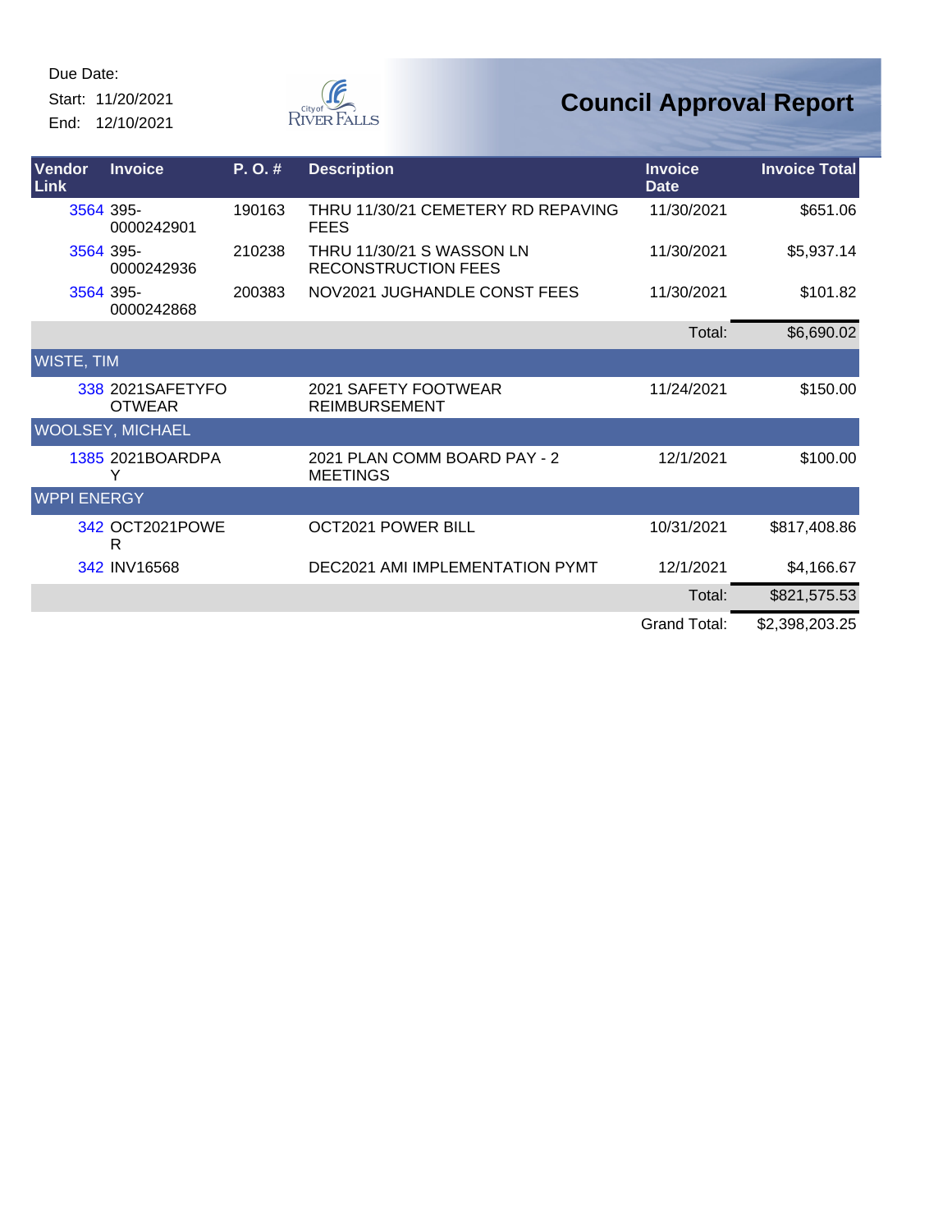Due Date:
Start: 11/20/2021
End: 12/10/2021

City of RIVER FALLS

# Council Approval Report

| Vendor Link | Invoice | P. O. # | Description | Invoice Date | Invoice Total |
|---|---|---|---|---|---|
| 3564 | 395-0000242901 | 190163 | THRU 11/30/21 CEMETERY RD REPAVING FEES | 11/30/2021 | $651.06 |
| 3564 | 395-0000242936 | 210238 | THRU 11/30/21 S WASSON LN RECONSTRUCTION FEES | 11/30/2021 | $5,937.14 |
| 3564 | 395-0000242868 | 200383 | NOV2021 JUGHANDLE CONST FEES | 11/30/2021 | $101.82 |
| | | | | Total: | $6,690.02 |
| WISTE, TIM | | | | | |
| 338 | 2021SAFETYFOOTWEAR | | 2021 SAFETY FOOTWEAR REIMBURSEMENT | 11/24/2021 | $150.00 |
| WOOLSEY, MICHAEL | | | | | |
| 1385 | 2021BOARDPAY | | 2021 PLAN COMM BOARD PAY - 2 MEETINGS | 12/1/2021 | $100.00 |
| WPPI ENERGY | | | | | |
| 342 | OCT2021POWER | | OCT2021 POWER BILL | 10/31/2021 | $817,408.86 |
| 342 | INV16568 | | DEC2021 AMI IMPLEMENTATION PYMT | 12/1/2021 | $4,166.67 |
| | | | | Total: | $821,575.53 |
| | | | | Grand Total: | $2,398,203.25 |